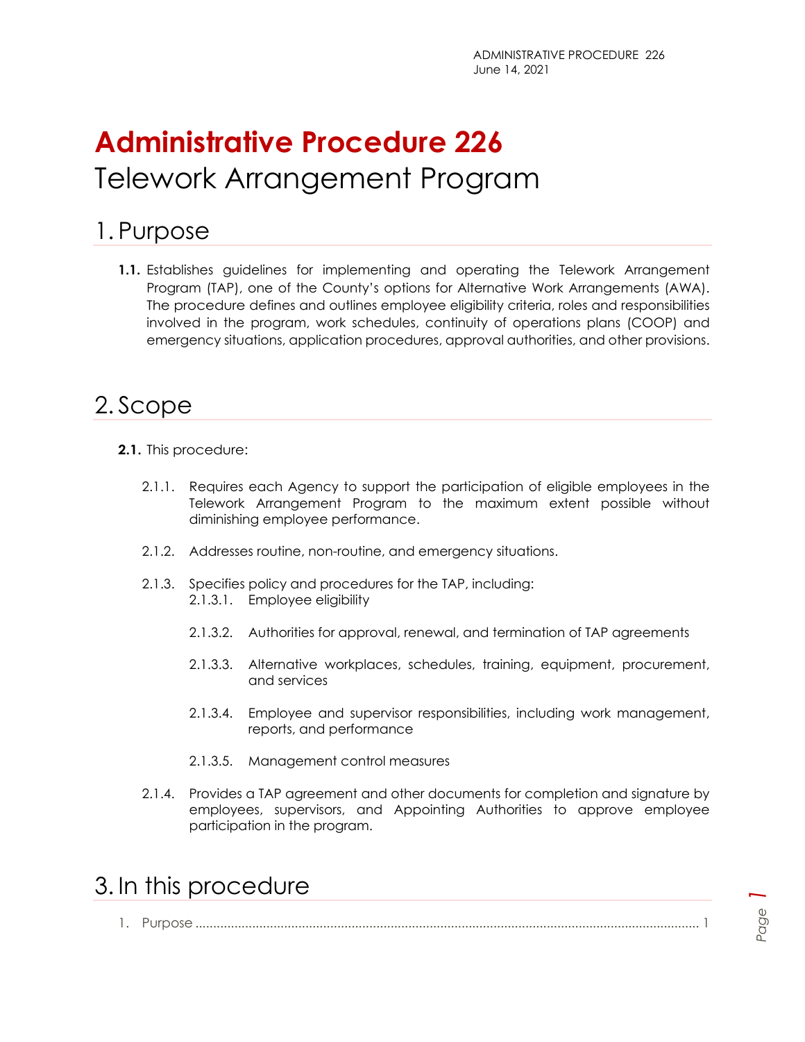# Administrative Procedure 226

Telework Arrangement Program

## 1. Purpose

**1.1.** Establishes guidelines for implementing and operating the Telework Arrangement Program (TAP), one of the County's options for Alternative Work Arrangements (AWA). The procedure defines and outlines employee eligibility criteria, roles and responsibilities involved in the program, work schedules, continuity of operations plans (COOP) and emergency situations, application procedures, approval authorities, and other provisions.

## 2. Scope

**2.1.** This procedure:

- 2.1.1. Requires each Agency to support the participation of eligible employees in the Telework Arrangement Program to the maximum extent possible without diminishing employee performance.
- 2.1.2. Addresses routine, non-routine, and emergency situations.
- 2.1.3. Specifies policy and procedures for the TAP, including:
  - 2.1.3.1. Employee eligibility
  - 2.1.3.2. Authorities for approval, renewal, and termination of TAP agreements
  - 2.1.3.3. Alternative workplaces, schedules, training, equipment, procurement, and services
  - 2.1.3.4. Employee and supervisor responsibilities, including work management, reports, and performance
  - 2.1.3.5. Management control measures
- 2.1.4. Provides a TAP agreement and other documents for completion and signature by employees, supervisors, and Appointing Authorities to approve employee participation in the program.

## 3. In this procedure

1. Purpose ........................................................................................................ 1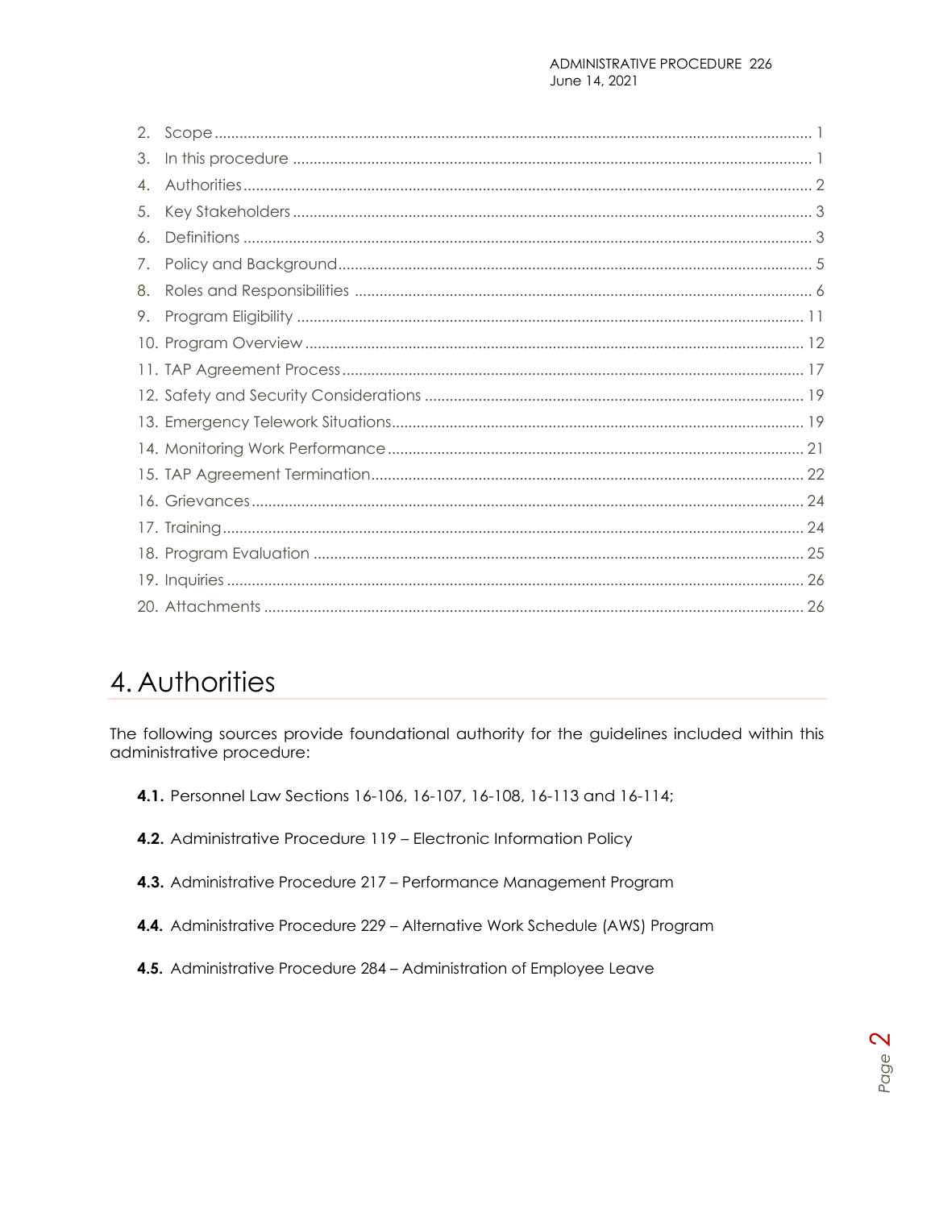2. Scope ................................................................................................................................. 1
3. In this procedure ................................................................................................................ 1
4. Authorities ........................................................................................................................ 2
5. Key Stakeholders ............................................................................................................... 3
6. Definitions ......................................................................................................................... 3
7. Policy and Background ...................................................................................................... 5
8. Roles and Responsibilities ................................................................................................. 6
9. Program Eligibility ............................................................................................................ 11
10. Program Overview .......................................................................................................... 12
11. TAP Agreement Process ................................................................................................. 17
12. Safety and Security Considerations ................................................................................ 19
13. Emergency Telework Situations ..................................................................................... 19
14. Monitoring Work Performance ....................................................................................... 21
15. TAP Agreement Termination .......................................................................................... 22
16. Grievances ...................................................................................................................... 24
17. Training .......................................................................................................................... 24
18. Program Evaluation ........................................................................................................ 25
19. Inquiries ......................................................................................................................... 26
20. Attachments ................................................................................................................... 26

# 4. Authorities

The following sources provide foundational authority for the guidelines included within this administrative procedure:

**4.1.** Personnel Law Sections 16-106, 16-107, 16-108, 16-113 and 16-114;

**4.2.** Administrative Procedure 119 – Electronic Information Policy

**4.3.** Administrative Procedure 217 – Performance Management Program

**4.4.** Administrative Procedure 229 – Alternative Work Schedule (AWS) Program

**4.5.** Administrative Procedure 284 – Administration of Employee Leave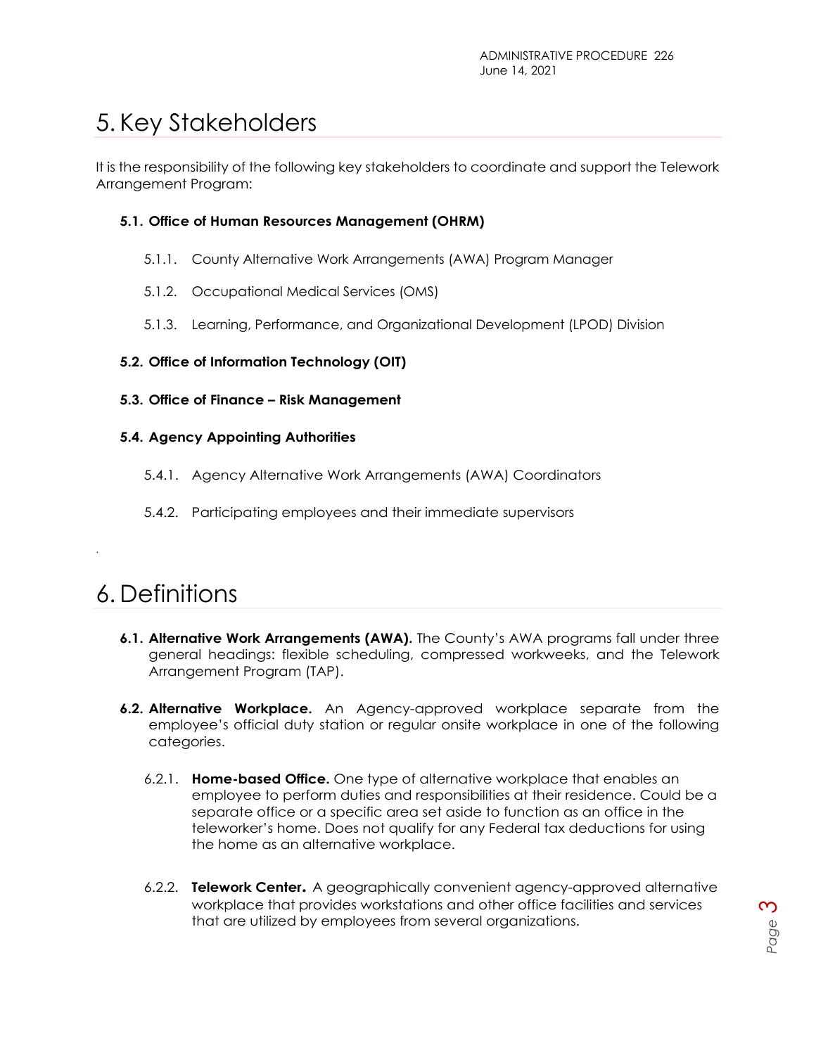# 5. Key Stakeholders

It is the responsibility of the following key stakeholders to coordinate and support the Telework Arrangement Program:

**5.1. Office of Human Resources Management (OHRM)**

5.1.1. County Alternative Work Arrangements (AWA) Program Manager

5.1.2. Occupational Medical Services (OMS)

5.1.3. Learning, Performance, and Organizational Development (LPOD) Division

**5.2. Office of Information Technology (OIT)**

**5.3. Office of Finance – Risk Management**

**5.4. Agency Appointing Authorities**

5.4.1. Agency Alternative Work Arrangements (AWA) Coordinators

5.4.2. Participating employees and their immediate supervisors

# 6. Definitions

**6.1. Alternative Work Arrangements (AWA).** The County's AWA programs fall under three general headings: flexible scheduling, compressed workweeks, and the Telework Arrangement Program (TAP).

**6.2. Alternative Workplace.** An Agency-approved workplace separate from the employee's official duty station or regular onsite workplace in one of the following categories.

6.2.1. **Home-based Office.** One type of alternative workplace that enables an employee to perform duties and responsibilities at their residence. Could be a separate office or a specific area set aside to function as an office in the teleworker's home. Does not qualify for any Federal tax deductions for using the home as an alternative workplace.

6.2.2. **Telework Center.** A geographically convenient agency-approved alternative workplace that provides workstations and other office facilities and services that are utilized by employees from several organizations.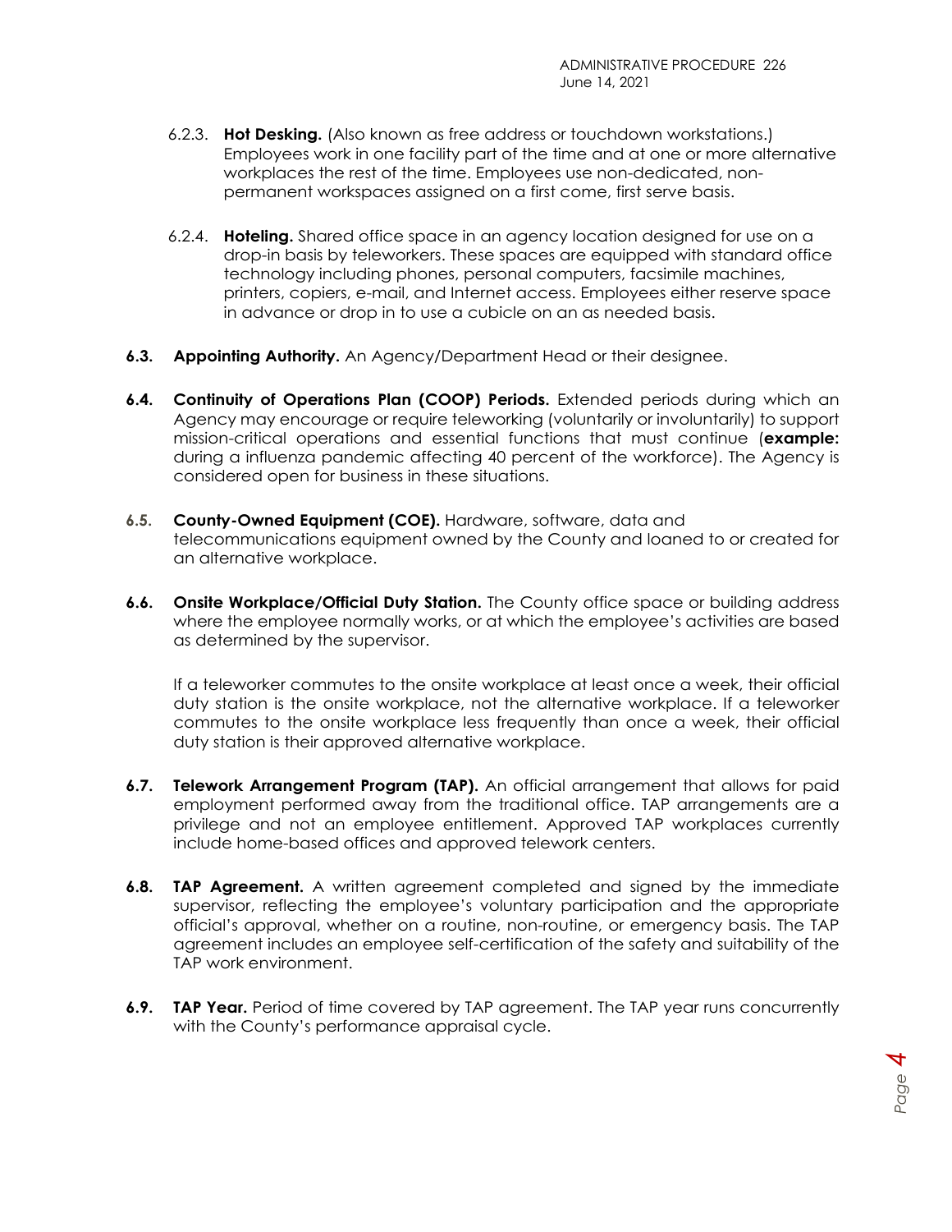6.2.3. **Hot Desking.** (Also known as free address or touchdown workstations.) Employees work in one facility part of the time and at one or more alternative workplaces the rest of the time. Employees use non-dedicated, non-permanent workspaces assigned on a first come, first serve basis.

6.2.4. **Hoteling.** Shared office space in an agency location designed for use on a drop-in basis by teleworkers. These spaces are equipped with standard office technology including phones, personal computers, facsimile machines, printers, copiers, e-mail, and Internet access. Employees either reserve space in advance or drop in to use a cubicle on an as needed basis.

**6.3. Appointing Authority.** An Agency/Department Head or their designee.

**6.4. Continuity of Operations Plan (COOP) Periods.** Extended periods during which an Agency may encourage or require teleworking (voluntarily or involuntarily) to support mission-critical operations and essential functions that must continue (**example:** during a influenza pandemic affecting 40 percent of the workforce). The Agency is considered open for business in these situations.

**6.5. County-Owned Equipment (COE).** Hardware, software, data and telecommunications equipment owned by the County and loaned to or created for an alternative workplace.

**6.6. Onsite Workplace/Official Duty Station.** The County office space or building address where the employee normally works, or at which the employee's activities are based as determined by the supervisor.

If a teleworker commutes to the onsite workplace at least once a week, their official duty station is the onsite workplace, not the alternative workplace. If a teleworker commutes to the onsite workplace less frequently than once a week, their official duty station is their approved alternative workplace.

**6.7. Telework Arrangement Program (TAP).** An official arrangement that allows for paid employment performed away from the traditional office. TAP arrangements are a privilege and not an employee entitlement. Approved TAP workplaces currently include home-based offices and approved telework centers.

**6.8. TAP Agreement.** A written agreement completed and signed by the immediate supervisor, reflecting the employee's voluntary participation and the appropriate official's approval, whether on a routine, non-routine, or emergency basis. The TAP agreement includes an employee self-certification of the safety and suitability of the TAP work environment.

**6.9. TAP Year.** Period of time covered by TAP agreement. The TAP year runs concurrently with the County's performance appraisal cycle.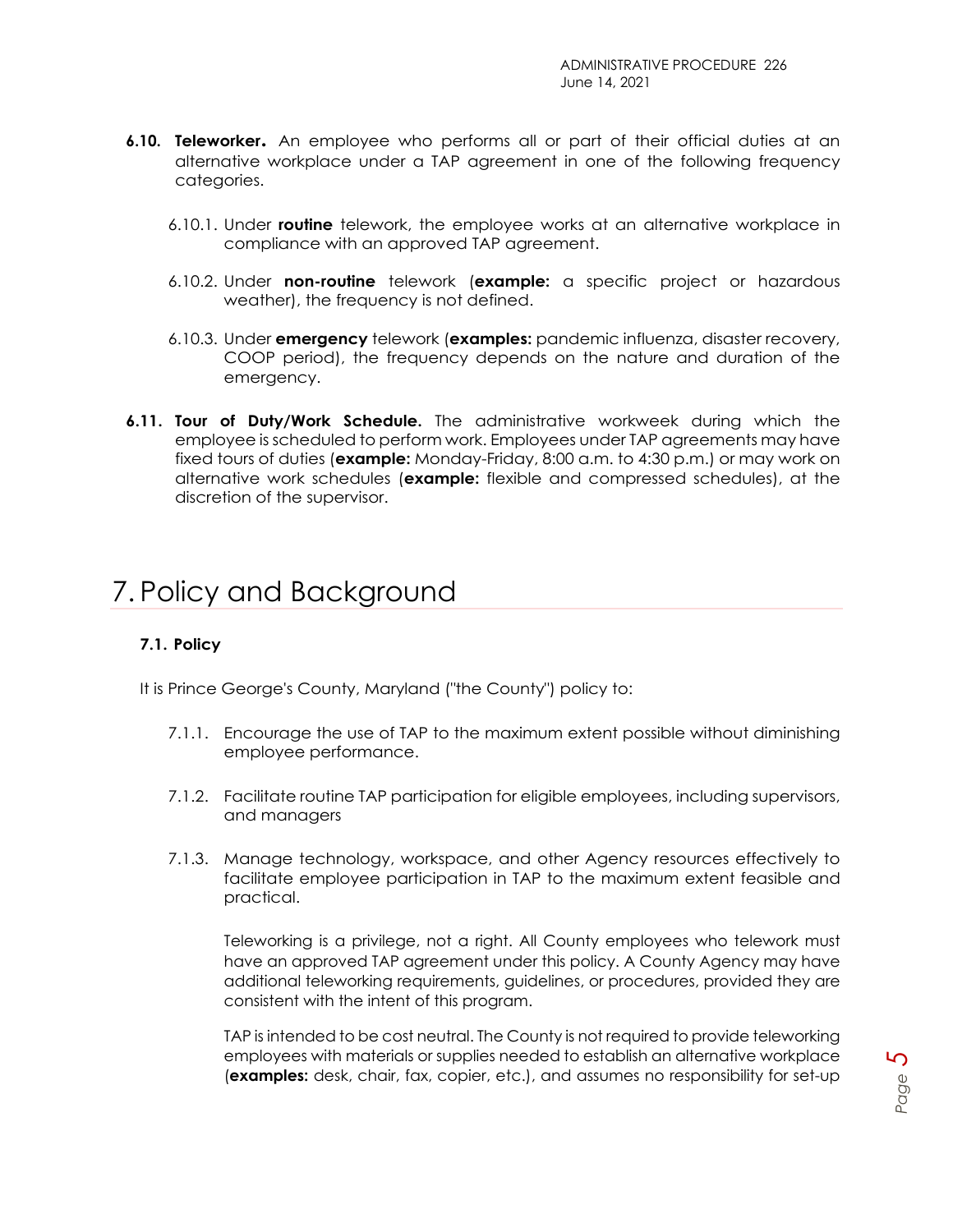**6.10. Teleworker.** An employee who performs all or part of their official duties at an alternative workplace under a TAP agreement in one of the following frequency categories.

6.10.1. Under **routine** telework, the employee works at an alternative workplace in compliance with an approved TAP agreement.

6.10.2. Under **non-routine** telework (**example:** a specific project or hazardous weather), the frequency is not defined.

6.10.3. Under **emergency** telework (**examples:** pandemic influenza, disaster recovery, COOP period), the frequency depends on the nature and duration of the emergency.

**6.11. Tour of Duty/Work Schedule.** The administrative workweek during which the employee is scheduled to perform work. Employees under TAP agreements may have fixed tours of duties (**example:** Monday-Friday, 8:00 a.m. to 4:30 p.m.) or may work on alternative work schedules (**example:** flexible and compressed schedules), at the discretion of the supervisor.

# 7. Policy and Background

### 7.1. Policy

It is Prince George's County, Maryland ("the County") policy to:

7.1.1. Encourage the use of TAP to the maximum extent possible without diminishing employee performance.

7.1.2. Facilitate routine TAP participation for eligible employees, including supervisors, and managers

7.1.3. Manage technology, workspace, and other Agency resources effectively to facilitate employee participation in TAP to the maximum extent feasible and practical.

Teleworking is a privilege, not a right. All County employees who telework must have an approved TAP agreement under this policy. A County Agency may have additional teleworking requirements, guidelines, or procedures, provided they are consistent with the intent of this program.

TAP is intended to be cost neutral. The County is not required to provide teleworking employees with materials or supplies needed to establish an alternative workplace (**examples:** desk, chair, fax, copier, etc.), and assumes no responsibility for set-up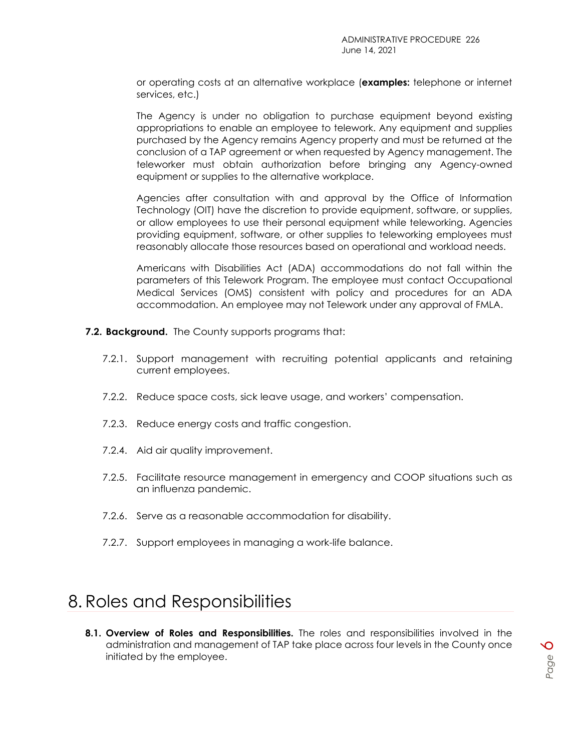or operating costs at an alternative workplace (**examples:** telephone or internet services, etc.)

The Agency is under no obligation to purchase equipment beyond existing appropriations to enable an employee to telework. Any equipment and supplies purchased by the Agency remains Agency property and must be returned at the conclusion of a TAP agreement or when requested by Agency management. The teleworker must obtain authorization before bringing any Agency-owned equipment or supplies to the alternative workplace.

Agencies after consultation with and approval by the Office of Information Technology (OIT) have the discretion to provide equipment, software, or supplies, or allow employees to use their personal equipment while teleworking. Agencies providing equipment, software, or other supplies to teleworking employees must reasonably allocate those resources based on operational and workload needs.

Americans with Disabilities Act (ADA) accommodations do not fall within the parameters of this Telework Program. The employee must contact Occupational Medical Services (OMS) consistent with policy and procedures for an ADA accommodation. An employee may not Telework under any approval of FMLA.

**7.2. Background.** The County supports programs that:

7.2.1. Support management with recruiting potential applicants and retaining current employees.

7.2.2. Reduce space costs, sick leave usage, and workers' compensation.

7.2.3. Reduce energy costs and traffic congestion.

7.2.4. Aid air quality improvement.

7.2.5. Facilitate resource management in emergency and COOP situations such as an influenza pandemic.

7.2.6. Serve as a reasonable accommodation for disability.

7.2.7. Support employees in managing a work-life balance.

# 8. Roles and Responsibilities

**8.1. Overview of Roles and Responsibilities.** The roles and responsibilities involved in the administration and management of TAP take place across four levels in the County once initiated by the employee.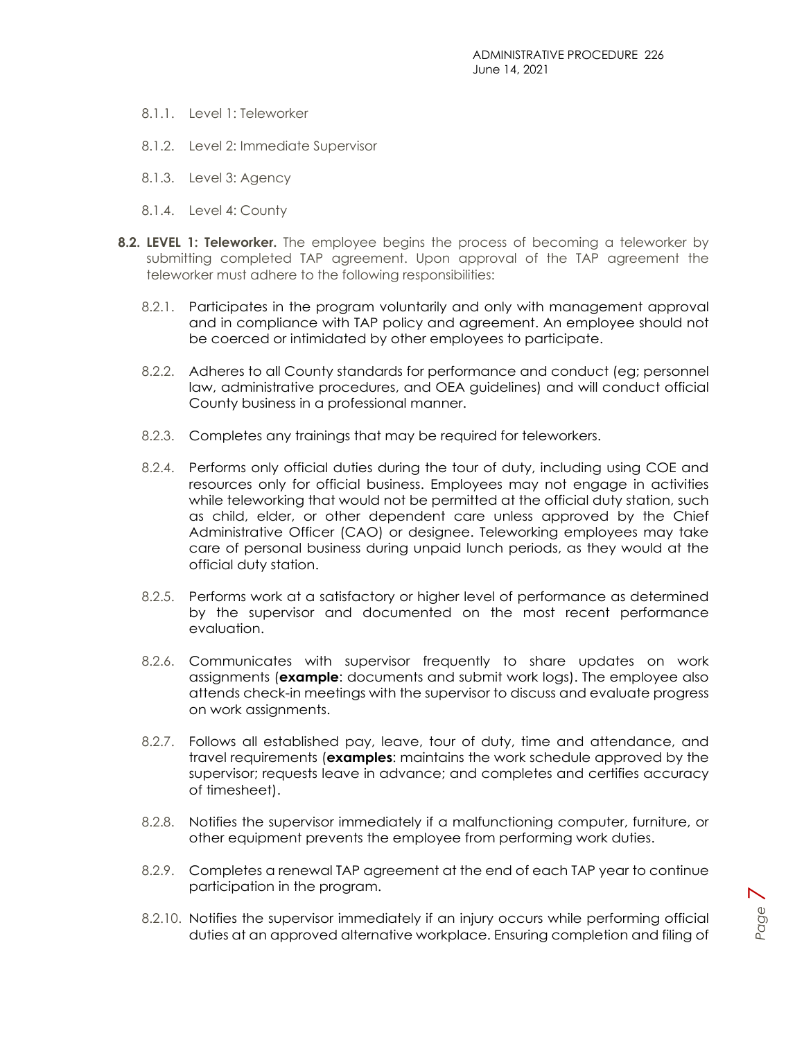8.1.1. Level 1: Teleworker

8.1.2. Level 2: Immediate Supervisor

8.1.3. Level 3: Agency

8.1.4. Level 4: County

**8.2. LEVEL 1: Teleworker.** The employee begins the process of becoming a teleworker by submitting completed TAP agreement. Upon approval of the TAP agreement the teleworker must adhere to the following responsibilities:

8.2.1. Participates in the program voluntarily and only with management approval and in compliance with TAP policy and agreement. An employee should not be coerced or intimidated by other employees to participate.

8.2.2. Adheres to all County standards for performance and conduct (eg; personnel law, administrative procedures, and OEA guidelines) and will conduct official County business in a professional manner.

8.2.3. Completes any trainings that may be required for teleworkers.

8.2.4. Performs only official duties during the tour of duty, including using COE and resources only for official business. Employees may not engage in activities while teleworking that would not be permitted at the official duty station, such as child, elder, or other dependent care unless approved by the Chief Administrative Officer (CAO) or designee. Teleworking employees may take care of personal business during unpaid lunch periods, as they would at the official duty station.

8.2.5. Performs work at a satisfactory or higher level of performance as determined by the supervisor and documented on the most recent performance evaluation.

8.2.6. Communicates with supervisor frequently to share updates on work assignments (**example**: documents and submit work logs). The employee also attends check-in meetings with the supervisor to discuss and evaluate progress on work assignments.

8.2.7. Follows all established pay, leave, tour of duty, time and attendance, and travel requirements (**examples**: maintains the work schedule approved by the supervisor; requests leave in advance; and completes and certifies accuracy of timesheet).

8.2.8. Notifies the supervisor immediately if a malfunctioning computer, furniture, or other equipment prevents the employee from performing work duties.

8.2.9. Completes a renewal TAP agreement at the end of each TAP year to continue participation in the program.

8.2.10. Notifies the supervisor immediately if an injury occurs while performing official duties at an approved alternative workplace. Ensuring completion and filing of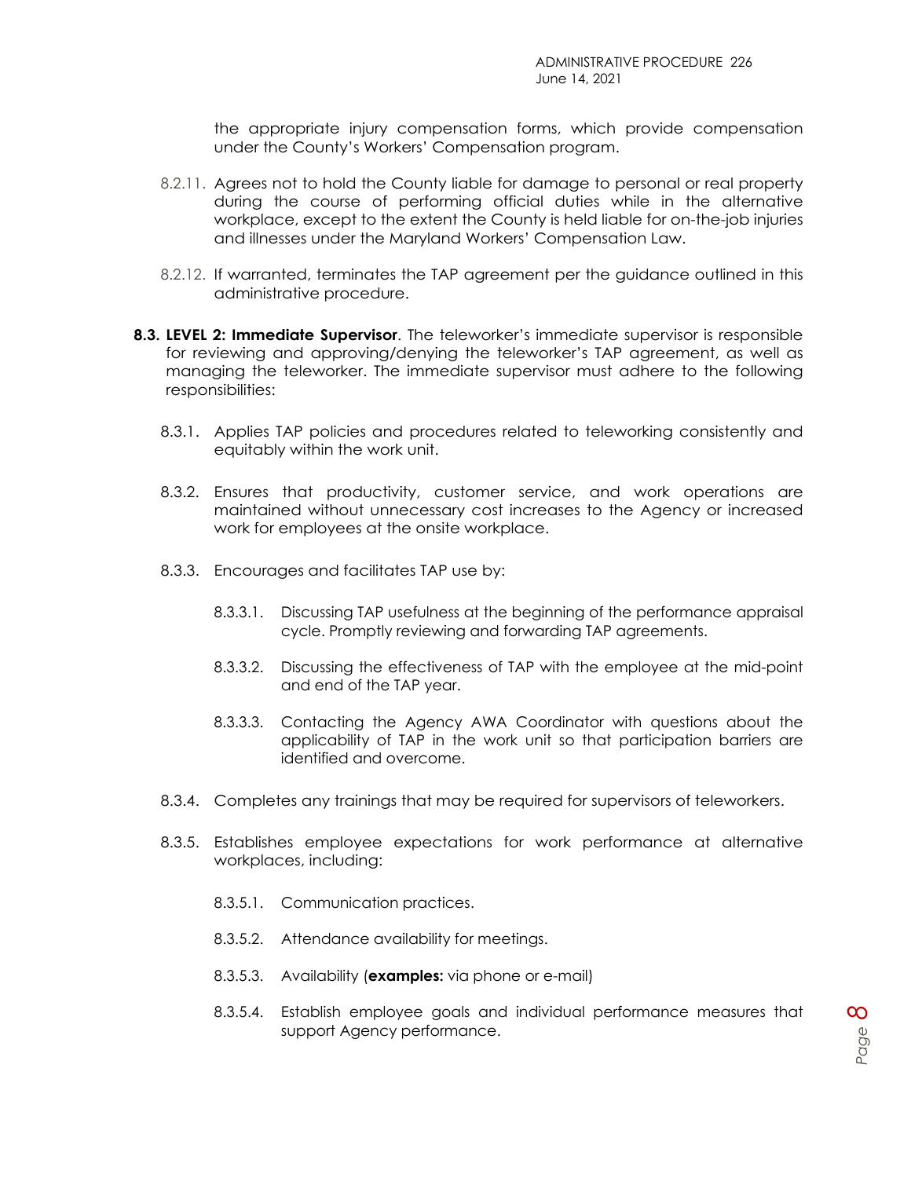the appropriate injury compensation forms, which provide compensation under the County's Workers' Compensation program.

8.2.11. Agrees not to hold the County liable for damage to personal or real property during the course of performing official duties while in the alternative workplace, except to the extent the County is held liable for on-the-job injuries and illnesses under the Maryland Workers' Compensation Law.

8.2.12. If warranted, terminates the TAP agreement per the guidance outlined in this administrative procedure.

**8.3. LEVEL 2: Immediate Supervisor**. The teleworker's immediate supervisor is responsible for reviewing and approving/denying the teleworker's TAP agreement, as well as managing the teleworker. The immediate supervisor must adhere to the following responsibilities:

8.3.1. Applies TAP policies and procedures related to teleworking consistently and equitably within the work unit.

8.3.2. Ensures that productivity, customer service, and work operations are maintained without unnecessary cost increases to the Agency or increased work for employees at the onsite workplace.

8.3.3. Encourages and facilitates TAP use by:

8.3.3.1. Discussing TAP usefulness at the beginning of the performance appraisal cycle. Promptly reviewing and forwarding TAP agreements.

8.3.3.2. Discussing the effectiveness of TAP with the employee at the mid-point and end of the TAP year.

8.3.3.3. Contacting the Agency AWA Coordinator with questions about the applicability of TAP in the work unit so that participation barriers are identified and overcome.

8.3.4. Completes any trainings that may be required for supervisors of teleworkers.

8.3.5. Establishes employee expectations for work performance at alternative workplaces, including:

8.3.5.1. Communication practices.

8.3.5.2. Attendance availability for meetings.

8.3.5.3. Availability (**examples:** via phone or e-mail)

8.3.5.4. Establish employee goals and individual performance measures that support Agency performance.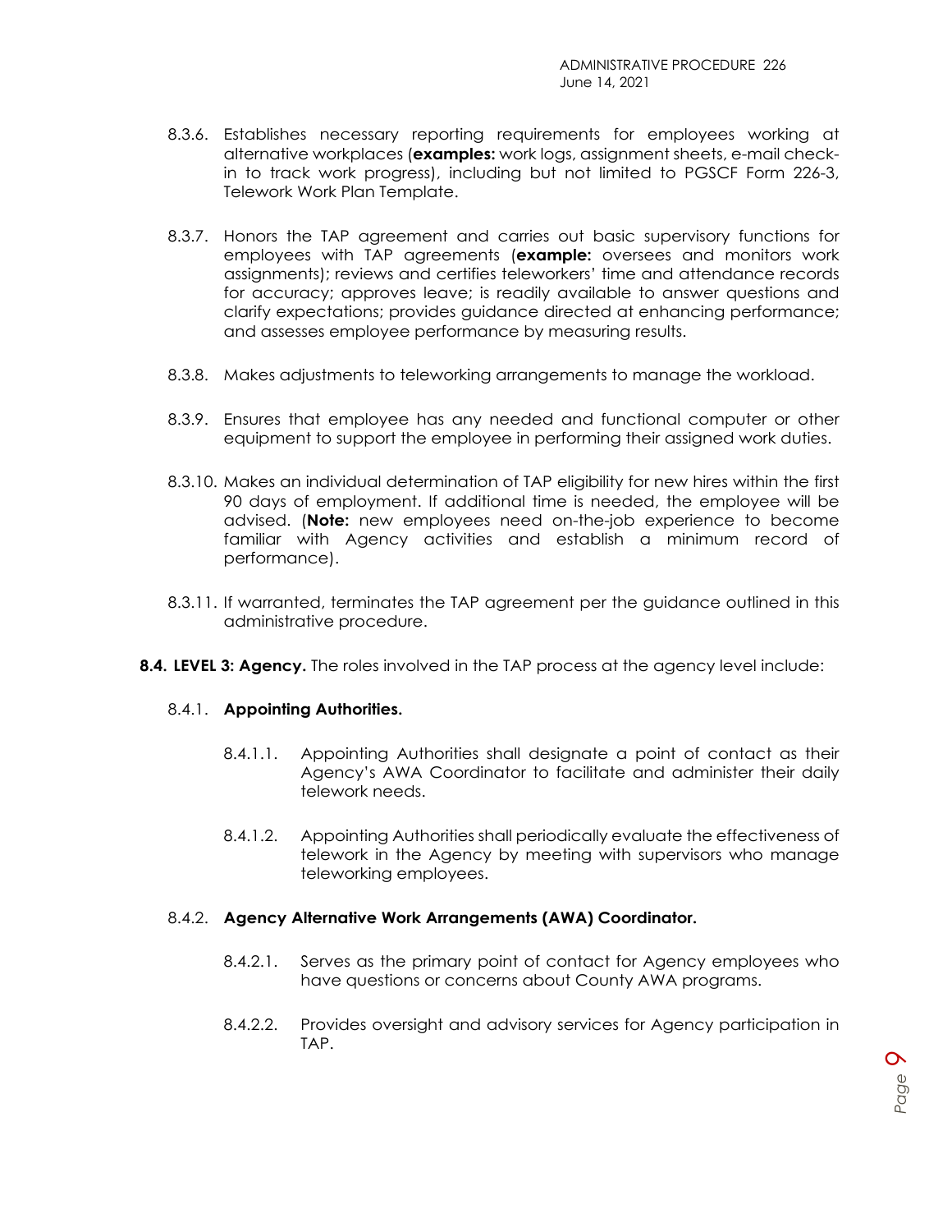8.3.6. Establishes necessary reporting requirements for employees working at alternative workplaces (**examples:** work logs, assignment sheets, e-mail check-in to track work progress), including but not limited to PGSCF Form 226-3, Telework Work Plan Template.

8.3.7. Honors the TAP agreement and carries out basic supervisory functions for employees with TAP agreements (**example:** oversees and monitors work assignments); reviews and certifies teleworkers' time and attendance records for accuracy; approves leave; is readily available to answer questions and clarify expectations; provides guidance directed at enhancing performance; and assesses employee performance by measuring results.

8.3.8. Makes adjustments to teleworking arrangements to manage the workload.

8.3.9. Ensures that employee has any needed and functional computer or other equipment to support the employee in performing their assigned work duties.

8.3.10. Makes an individual determination of TAP eligibility for new hires within the first 90 days of employment. If additional time is needed, the employee will be advised. (**Note:** new employees need on-the-job experience to become familiar with Agency activities and establish a minimum record of performance).

8.3.11. If warranted, terminates the TAP agreement per the guidance outlined in this administrative procedure.

**8.4. LEVEL 3: Agency.** The roles involved in the TAP process at the agency level include:

8.4.1. **Appointing Authorities.**

8.4.1.1. Appointing Authorities shall designate a point of contact as their Agency's AWA Coordinator to facilitate and administer their daily telework needs.

8.4.1.2. Appointing Authorities shall periodically evaluate the effectiveness of telework in the Agency by meeting with supervisors who manage teleworking employees.

8.4.2. **Agency Alternative Work Arrangements (AWA) Coordinator.**

8.4.2.1. Serves as the primary point of contact for Agency employees who have questions or concerns about County AWA programs.

8.4.2.2. Provides oversight and advisory services for Agency participation in TAP.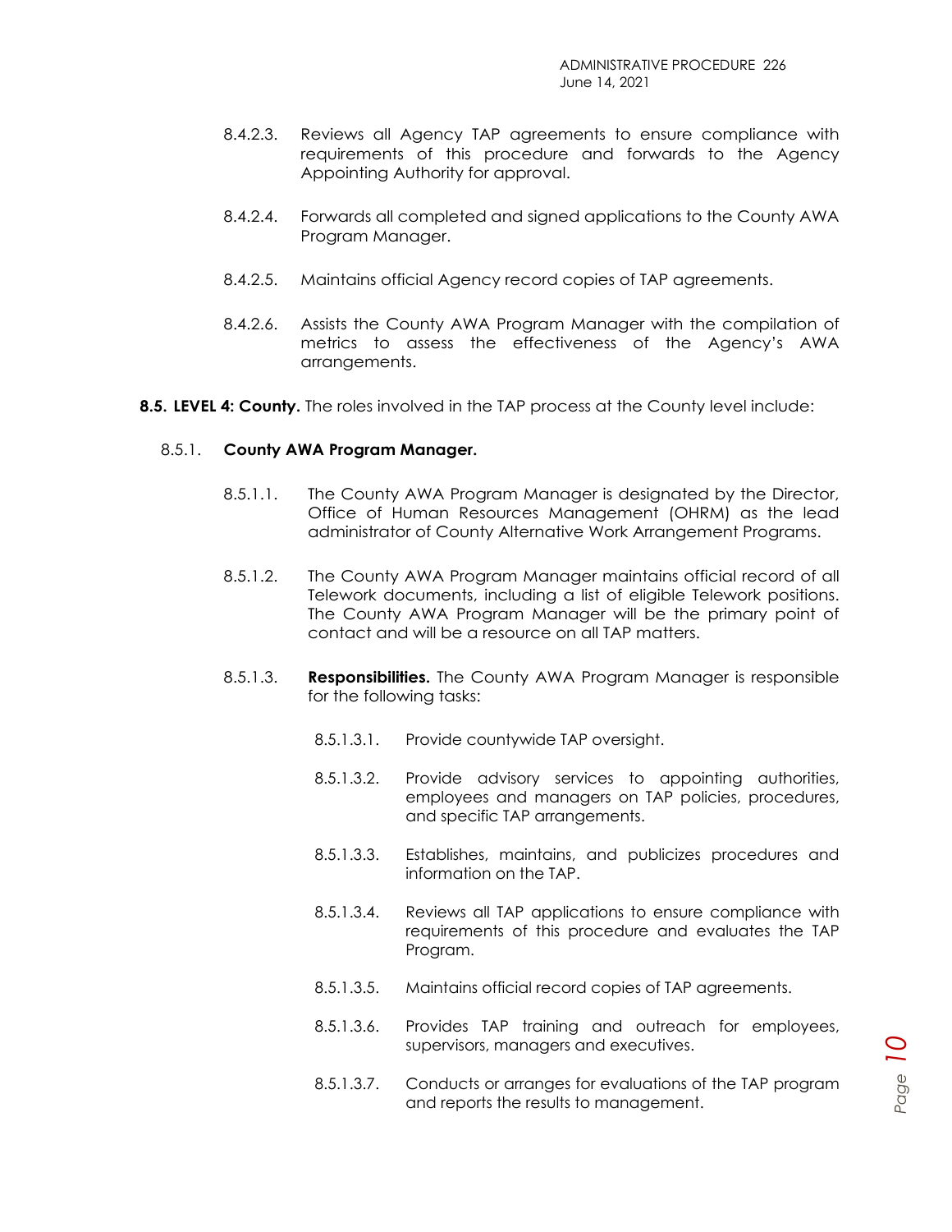8.4.2.3. Reviews all Agency TAP agreements to ensure compliance with requirements of this procedure and forwards to the Agency Appointing Authority for approval.

8.4.2.4. Forwards all completed and signed applications to the County AWA Program Manager.

8.4.2.5. Maintains official Agency record copies of TAP agreements.

8.4.2.6. Assists the County AWA Program Manager with the compilation of metrics to assess the effectiveness of the Agency's AWA arrangements.

**8.5. LEVEL 4: County.** The roles involved in the TAP process at the County level include:

8.5.1. **County AWA Program Manager.**

8.5.1.1. The County AWA Program Manager is designated by the Director, Office of Human Resources Management (OHRM) as the lead administrator of County Alternative Work Arrangement Programs.

8.5.1.2. The County AWA Program Manager maintains official record of all Telework documents, including a list of eligible Telework positions. The County AWA Program Manager will be the primary point of contact and will be a resource on all TAP matters.

8.5.1.3. **Responsibilities.** The County AWA Program Manager is responsible for the following tasks:

8.5.1.3.1. Provide countywide TAP oversight.

8.5.1.3.2. Provide advisory services to appointing authorities, employees and managers on TAP policies, procedures, and specific TAP arrangements.

8.5.1.3.3. Establishes, maintains, and publicizes procedures and information on the TAP.

8.5.1.3.4. Reviews all TAP applications to ensure compliance with requirements of this procedure and evaluates the TAP Program.

8.5.1.3.5. Maintains official record copies of TAP agreements.

8.5.1.3.6. Provides TAP training and outreach for employees, supervisors, managers and executives.

8.5.1.3.7. Conducts or arranges for evaluations of the TAP program and reports the results to management.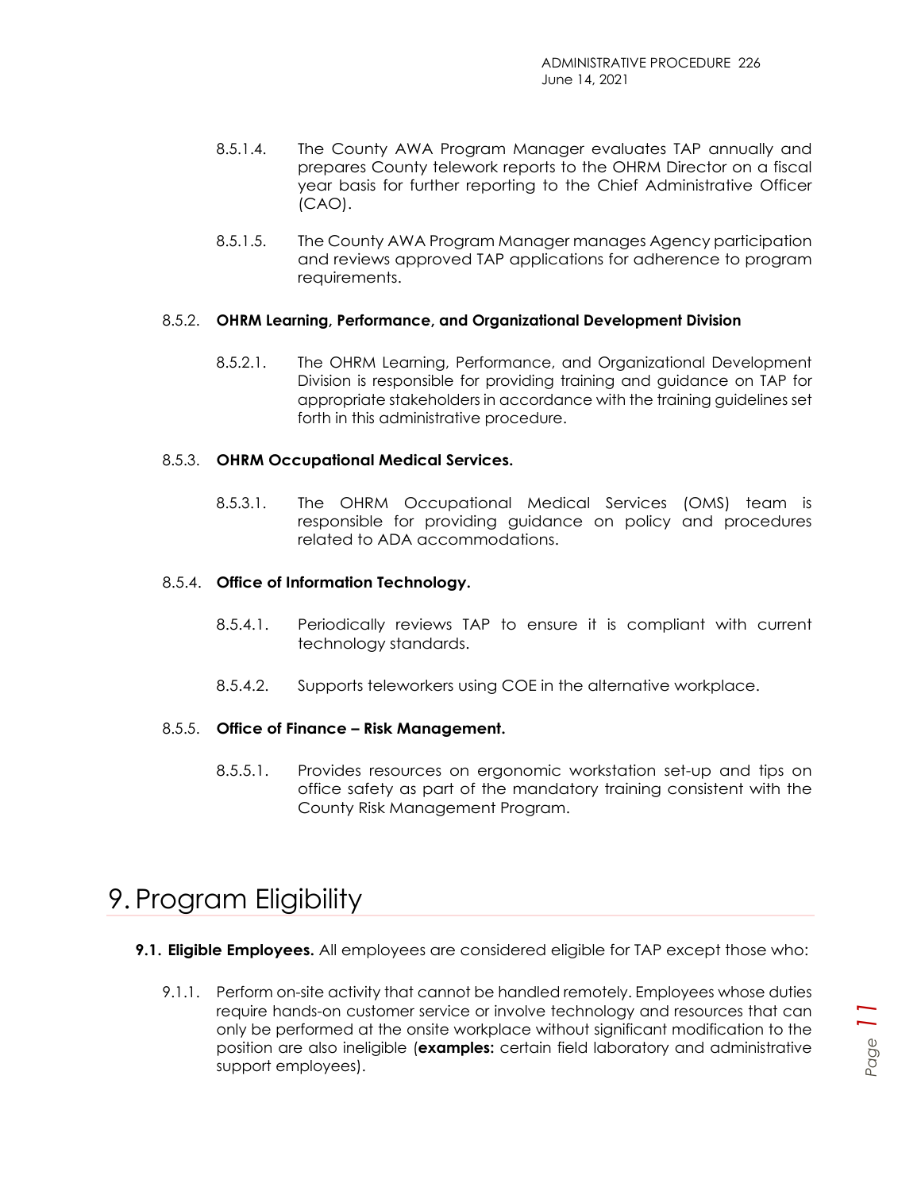8.5.1.4. The County AWA Program Manager evaluates TAP annually and prepares County telework reports to the OHRM Director on a fiscal year basis for further reporting to the Chief Administrative Officer (CAO).

8.5.1.5. The County AWA Program Manager manages Agency participation and reviews approved TAP applications for adherence to program requirements.

8.5.2. **OHRM Learning, Performance, and Organizational Development Division**

8.5.2.1. The OHRM Learning, Performance, and Organizational Development Division is responsible for providing training and guidance on TAP for appropriate stakeholders in accordance with the training guidelines set forth in this administrative procedure.

8.5.3. **OHRM Occupational Medical Services.**

8.5.3.1. The OHRM Occupational Medical Services (OMS) team is responsible for providing guidance on policy and procedures related to ADA accommodations.

8.5.4. **Office of Information Technology.**

8.5.4.1. Periodically reviews TAP to ensure it is compliant with current technology standards.

8.5.4.2. Supports teleworkers using COE in the alternative workplace.

8.5.5. **Office of Finance – Risk Management.**

8.5.5.1. Provides resources on ergonomic workstation set-up and tips on office safety as part of the mandatory training consistent with the County Risk Management Program.

# 9. Program Eligibility

**9.1. Eligible Employees.** All employees are considered eligible for TAP except those who:

9.1.1. Perform on-site activity that cannot be handled remotely. Employees whose duties require hands-on customer service or involve technology and resources that can only be performed at the onsite workplace without significant modification to the position are also ineligible (**examples:** certain field laboratory and administrative support employees).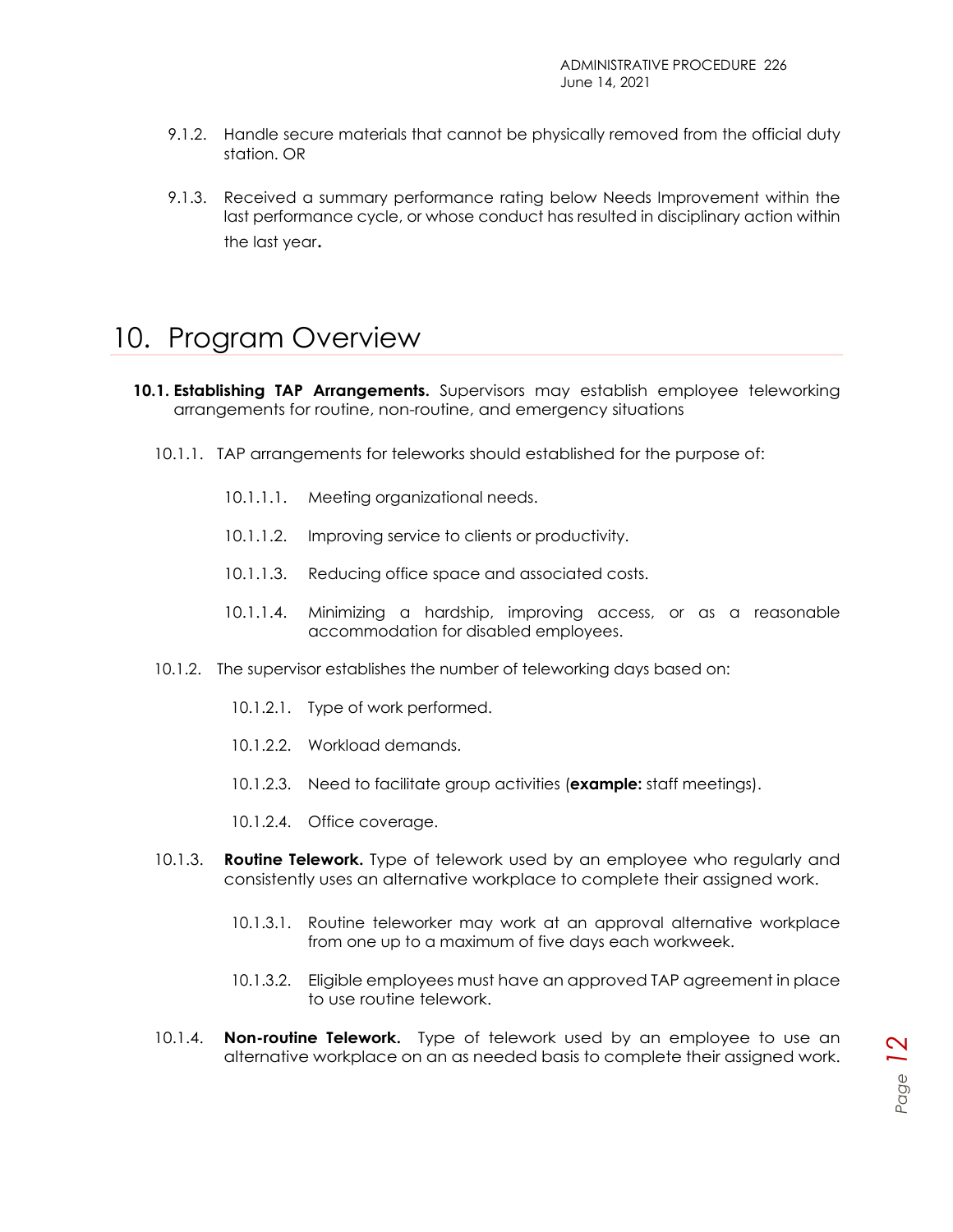9.1.2. Handle secure materials that cannot be physically removed from the official duty station. OR

9.1.3. Received a summary performance rating below Needs Improvement within the last performance cycle, or whose conduct has resulted in disciplinary action within the last year**.**

# 10. Program Overview

**10.1. Establishing TAP Arrangements.** Supervisors may establish employee teleworking arrangements for routine, non-routine, and emergency situations

10.1.1. TAP arrangements for teleworks should established for the purpose of:

10.1.1.1. Meeting organizational needs.

10.1.1.2. Improving service to clients or productivity.

10.1.1.3. Reducing office space and associated costs.

10.1.1.4. Minimizing a hardship, improving access, or as a reasonable accommodation for disabled employees.

10.1.2. The supervisor establishes the number of teleworking days based on:

10.1.2.1. Type of work performed.

10.1.2.2. Workload demands.

10.1.2.3. Need to facilitate group activities (**example:** staff meetings).

10.1.2.4. Office coverage.

10.1.3. **Routine Telework.** Type of telework used by an employee who regularly and consistently uses an alternative workplace to complete their assigned work.

10.1.3.1. Routine teleworker may work at an approval alternative workplace from one up to a maximum of five days each workweek.

10.1.3.2. Eligible employees must have an approved TAP agreement in place to use routine telework.

10.1.4. **Non-routine Telework.** Type of telework used by an employee to use an alternative workplace on an as needed basis to complete their assigned work.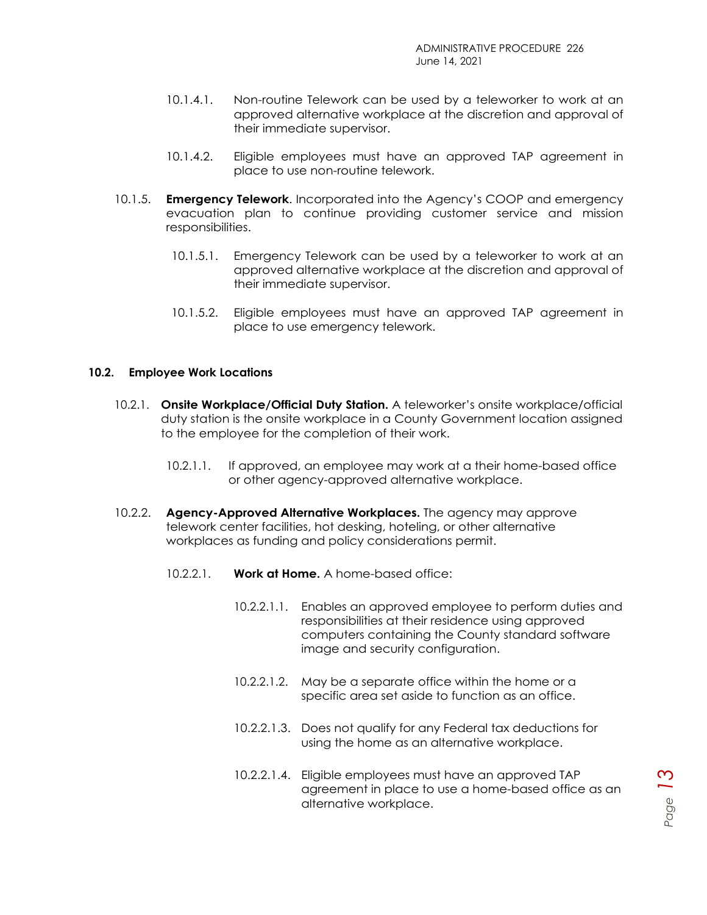10.1.4.1. Non-routine Telework can be used by a teleworker to work at an approved alternative workplace at the discretion and approval of their immediate supervisor.

10.1.4.2. Eligible employees must have an approved TAP agreement in place to use non-routine telework.

10.1.5. **Emergency Telework**. Incorporated into the Agency's COOP and emergency evacuation plan to continue providing customer service and mission responsibilities.

10.1.5.1. Emergency Telework can be used by a teleworker to work at an approved alternative workplace at the discretion and approval of their immediate supervisor.

10.1.5.2. Eligible employees must have an approved TAP agreement in place to use emergency telework.

### 10.2. Employee Work Locations

10.2.1. **Onsite Workplace/Official Duty Station.** A teleworker's onsite workplace/official duty station is the onsite workplace in a County Government location assigned to the employee for the completion of their work.

10.2.1.1. If approved, an employee may work at a their home-based office or other agency-approved alternative workplace.

10.2.2. **Agency-Approved Alternative Workplaces.** The agency may approve telework center facilities, hot desking, hoteling, or other alternative workplaces as funding and policy considerations permit.

10.2.2.1. **Work at Home.** A home-based office:

10.2.2.1.1. Enables an approved employee to perform duties and responsibilities at their residence using approved computers containing the County standard software image and security configuration.

10.2.2.1.2. May be a separate office within the home or a specific area set aside to function as an office.

10.2.2.1.3. Does not qualify for any Federal tax deductions for using the home as an alternative workplace.

10.2.2.1.4. Eligible employees must have an approved TAP agreement in place to use a home-based office as an alternative workplace.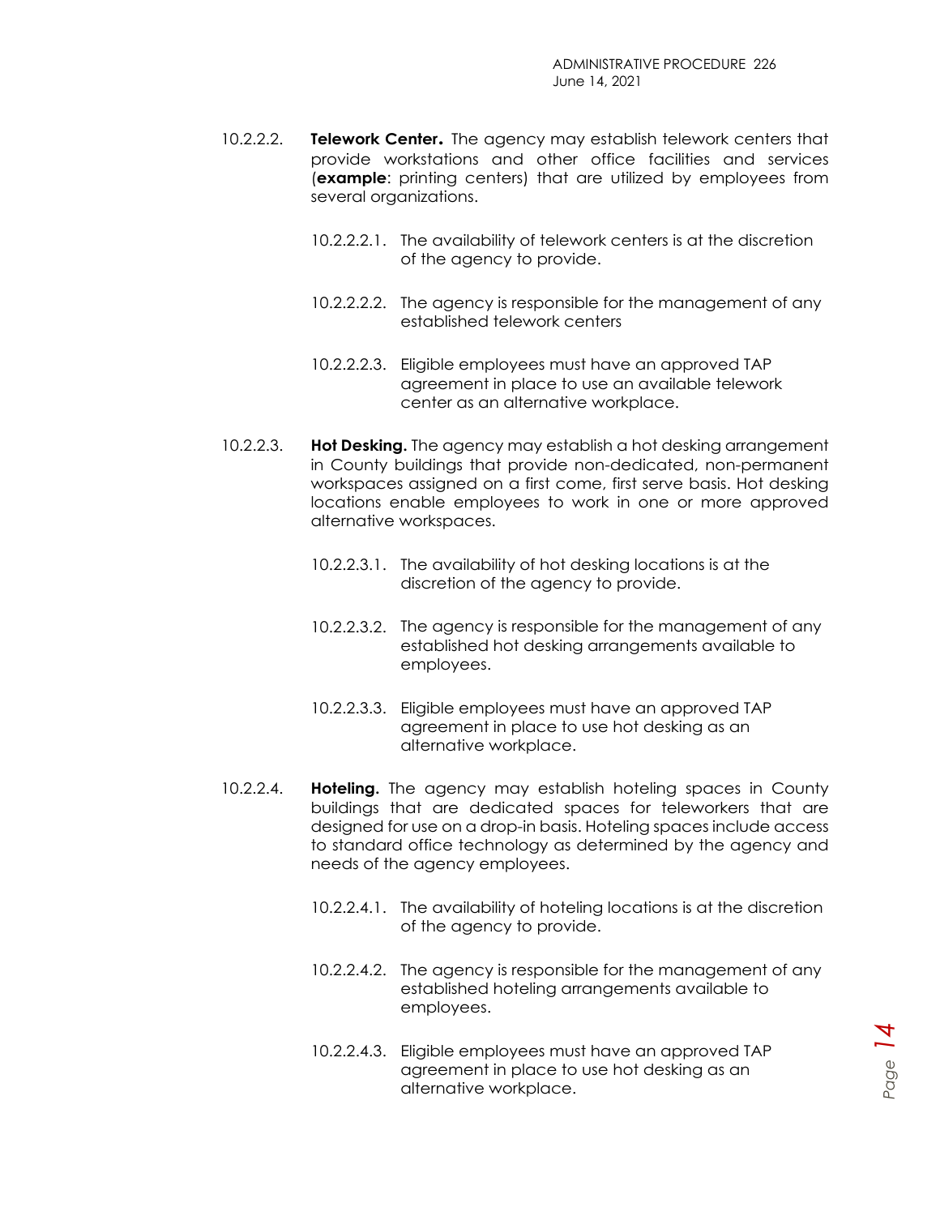10.2.2.2. **Telework Center.** The agency may establish telework centers that provide workstations and other office facilities and services (**example**: printing centers) that are utilized by employees from several organizations.

10.2.2.2.1. The availability of telework centers is at the discretion of the agency to provide.

10.2.2.2.2. The agency is responsible for the management of any established telework centers

10.2.2.2.3. Eligible employees must have an approved TAP agreement in place to use an available telework center as an alternative workplace.

10.2.2.3. **Hot Desking.** The agency may establish a hot desking arrangement in County buildings that provide non-dedicated, non-permanent workspaces assigned on a first come, first serve basis. Hot desking locations enable employees to work in one or more approved alternative workspaces.

10.2.2.3.1. The availability of hot desking locations is at the discretion of the agency to provide.

10.2.2.3.2. The agency is responsible for the management of any established hot desking arrangements available to employees.

10.2.2.3.3. Eligible employees must have an approved TAP agreement in place to use hot desking as an alternative workplace.

10.2.2.4. **Hoteling.** The agency may establish hoteling spaces in County buildings that are dedicated spaces for teleworkers that are designed for use on a drop-in basis. Hoteling spaces include access to standard office technology as determined by the agency and needs of the agency employees.

10.2.2.4.1. The availability of hoteling locations is at the discretion of the agency to provide.

10.2.2.4.2. The agency is responsible for the management of any established hoteling arrangements available to employees.

10.2.2.4.3. Eligible employees must have an approved TAP agreement in place to use hot desking as an alternative workplace.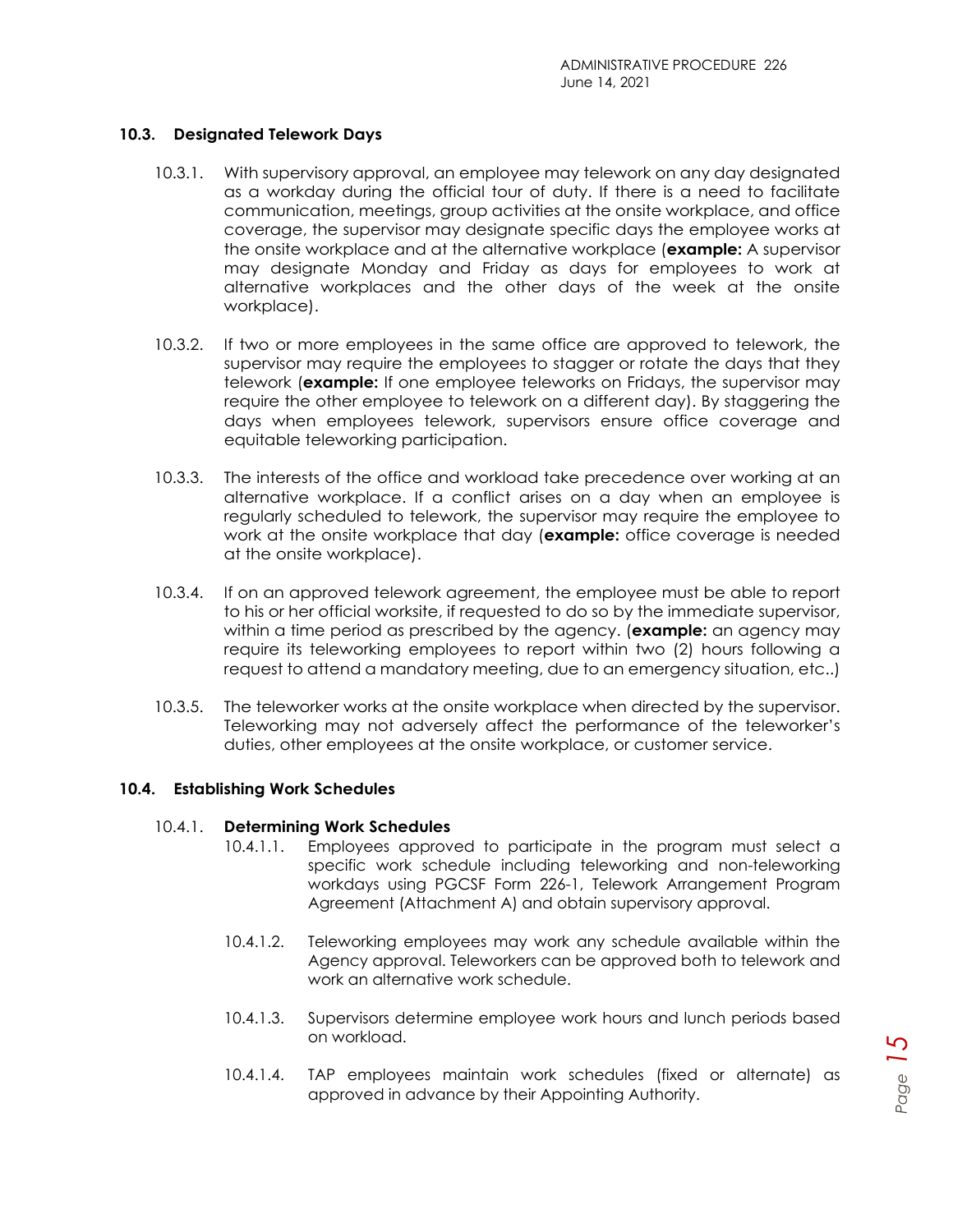## 10.3. Designated Telework Days

10.3.1. With supervisory approval, an employee may telework on any day designated as a workday during the official tour of duty. If there is a need to facilitate communication, meetings, group activities at the onsite workplace, and office coverage, the supervisor may designate specific days the employee works at the onsite workplace and at the alternative workplace (**example:** A supervisor may designate Monday and Friday as days for employees to work at alternative workplaces and the other days of the week at the onsite workplace).

10.3.2. If two or more employees in the same office are approved to telework, the supervisor may require the employees to stagger or rotate the days that they telework (**example:** If one employee teleworks on Fridays, the supervisor may require the other employee to telework on a different day). By staggering the days when employees telework, supervisors ensure office coverage and equitable teleworking participation.

10.3.3. The interests of the office and workload take precedence over working at an alternative workplace. If a conflict arises on a day when an employee is regularly scheduled to telework, the supervisor may require the employee to work at the onsite workplace that day (**example:** office coverage is needed at the onsite workplace).

10.3.4. If on an approved telework agreement, the employee must be able to report to his or her official worksite, if requested to do so by the immediate supervisor, within a time period as prescribed by the agency. (**example:** an agency may require its teleworking employees to report within two (2) hours following a request to attend a mandatory meeting, due to an emergency situation, etc..)

10.3.5. The teleworker works at the onsite workplace when directed by the supervisor. Teleworking may not adversely affect the performance of the teleworker's duties, other employees at the onsite workplace, or customer service.

## 10.4. Establishing Work Schedules

10.4.1. **Determining Work Schedules**

10.4.1.1. Employees approved to participate in the program must select a specific work schedule including teleworking and non-teleworking workdays using PGCSF Form 226-1, Telework Arrangement Program Agreement (Attachment A) and obtain supervisory approval.

10.4.1.2. Teleworking employees may work any schedule available within the Agency approval. Teleworkers can be approved both to telework and work an alternative work schedule.

10.4.1.3. Supervisors determine employee work hours and lunch periods based on workload.

10.4.1.4. TAP employees maintain work schedules (fixed or alternate) as approved in advance by their Appointing Authority.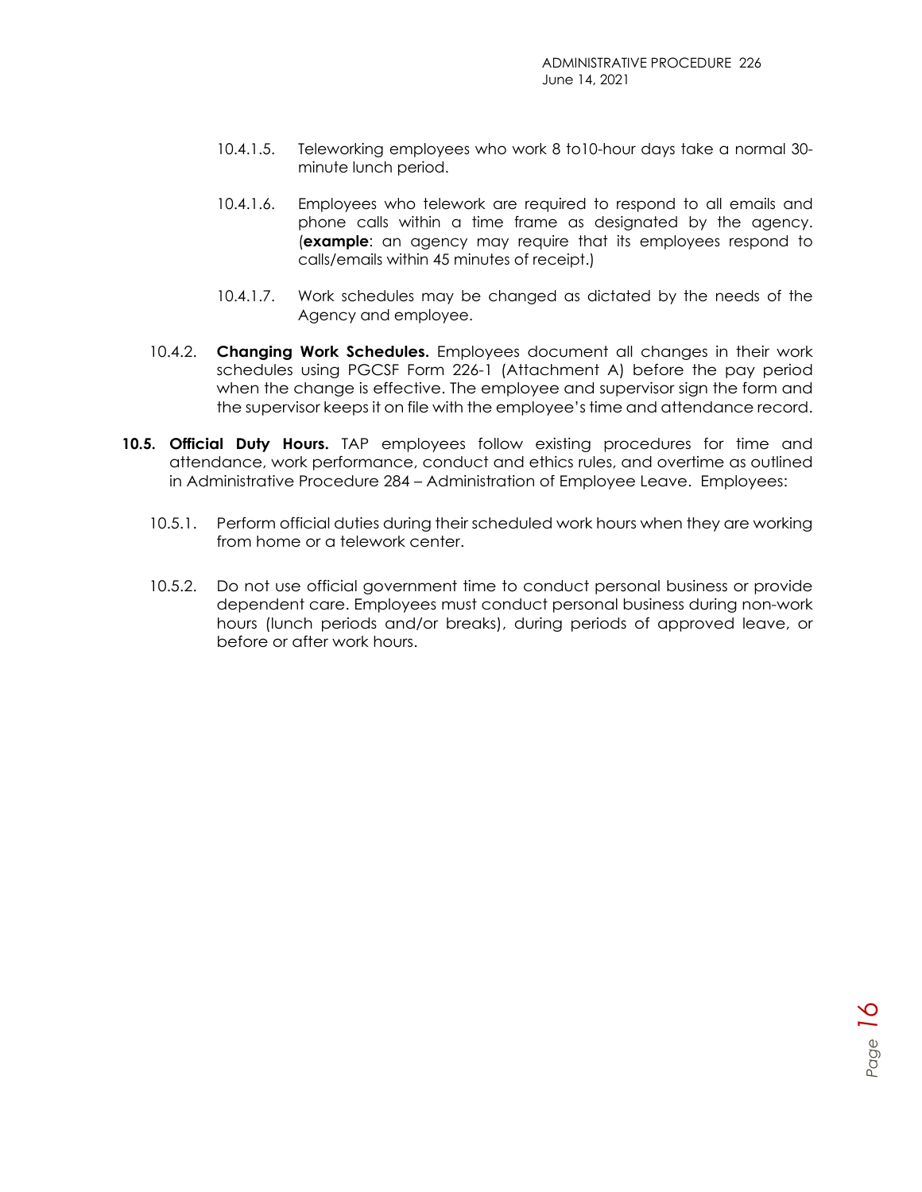10.4.1.5. Teleworking employees who work 8 to10-hour days take a normal 30-minute lunch period.

10.4.1.6. Employees who telework are required to respond to all emails and phone calls within a time frame as designated by the agency. (**example**: an agency may require that its employees respond to calls/emails within 45 minutes of receipt.)

10.4.1.7. Work schedules may be changed as dictated by the needs of the Agency and employee.

10.4.2. **Changing Work Schedules.** Employees document all changes in their work schedules using PGCSF Form 226-1 (Attachment A) before the pay period when the change is effective. The employee and supervisor sign the form and the supervisor keeps it on file with the employee's time and attendance record.

**10.5. Official Duty Hours.** TAP employees follow existing procedures for time and attendance, work performance, conduct and ethics rules, and overtime as outlined in Administrative Procedure 284 – Administration of Employee Leave. Employees:

10.5.1. Perform official duties during their scheduled work hours when they are working from home or a telework center.

10.5.2. Do not use official government time to conduct personal business or provide dependent care. Employees must conduct personal business during non-work hours (lunch periods and/or breaks), during periods of approved leave, or before or after work hours.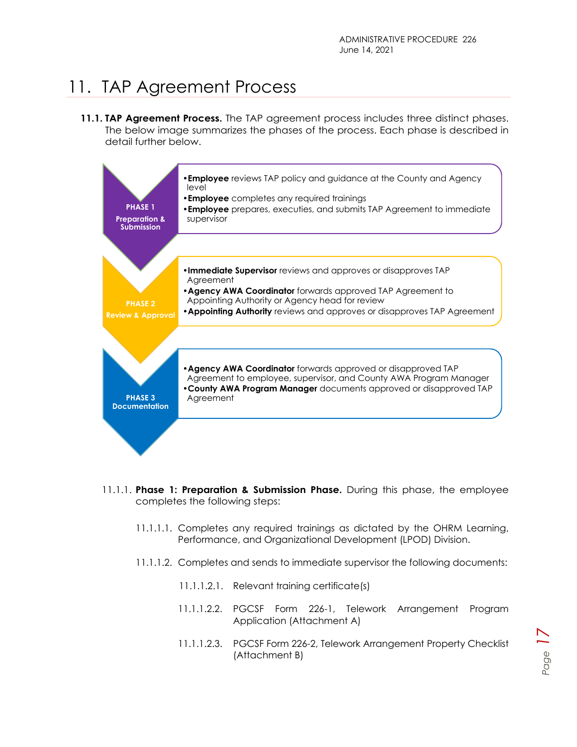# 11. TAP Agreement Process

**11.1. TAP Agreement Process.** The TAP agreement process includes three distinct phases. The below image summarizes the phases of the process. Each phase is described in detail further below.

**PHASE 1 – Preparation & Submission**

- **Employee** reviews TAP policy and guidance at the County and Agency level
- **Employee** completes any required trainings
- **Employee** prepares, executies, and submits TAP Agreement to immediate supervisor

**PHASE 2 – Review & Approval**

- **Immediate Supervisor** reviews and approves or disapproves TAP Agreement
- **Agency AWA Coordinator** forwards approved TAP Agreement to Appointing Authority or Agency head for review
- **Appointing Authority** reviews and approves or disapproves TAP Agreement

**PHASE 3 – Documentation**

- **Agency AWA Coordinator** forwards approved or disapproved TAP Agreement to employee, supervisor, and County AWA Program Manager
- **County AWA Program Manager** documents approved or disapproved TAP Agreement

11.1.1. **Phase 1: Preparation & Submission Phase.** During this phase, the employee completes the following steps:

11.1.1.1. Completes any required trainings as dictated by the OHRM Learning, Performance, and Organizational Development (LPOD) Division.

11.1.1.2. Completes and sends to immediate supervisor the following documents:

11.1.1.2.1. Relevant training certificate(s)

11.1.1.2.2. PGCSF Form 226-1, Telework Arrangement Program Application (Attachment A)

11.1.1.2.3. PGCSF Form 226-2, Telework Arrangement Property Checklist (Attachment B)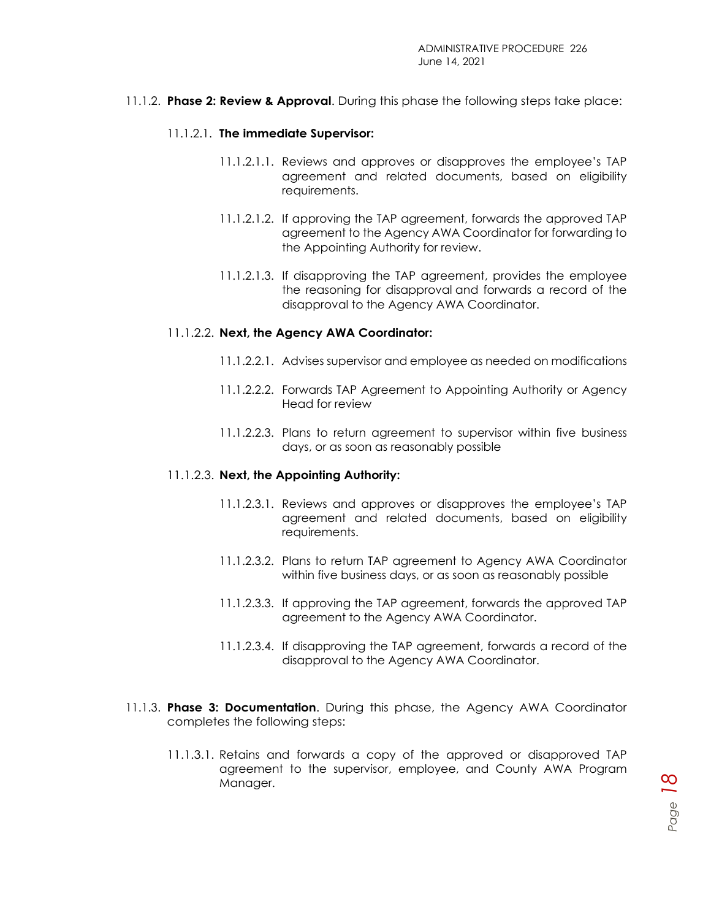11.1.2. **Phase 2: Review & Approval**. During this phase the following steps take place:

11.1.2.1. **The immediate Supervisor:**

11.1.2.1.1. Reviews and approves or disapproves the employee's TAP agreement and related documents, based on eligibility requirements.

11.1.2.1.2. If approving the TAP agreement, forwards the approved TAP agreement to the Agency AWA Coordinator for forwarding to the Appointing Authority for review.

11.1.2.1.3. If disapproving the TAP agreement, provides the employee the reasoning for disapproval and forwards a record of the disapproval to the Agency AWA Coordinator.

11.1.2.2. **Next, the Agency AWA Coordinator:**

11.1.2.2.1. Advises supervisor and employee as needed on modifications

11.1.2.2.2. Forwards TAP Agreement to Appointing Authority or Agency Head for review

11.1.2.2.3. Plans to return agreement to supervisor within five business days, or as soon as reasonably possible

11.1.2.3. **Next, the Appointing Authority:**

11.1.2.3.1. Reviews and approves or disapproves the employee's TAP agreement and related documents, based on eligibility requirements.

11.1.2.3.2. Plans to return TAP agreement to Agency AWA Coordinator within five business days, or as soon as reasonably possible

11.1.2.3.3. If approving the TAP agreement, forwards the approved TAP agreement to the Agency AWA Coordinator.

11.1.2.3.4. If disapproving the TAP agreement, forwards a record of the disapproval to the Agency AWA Coordinator.

11.1.3. **Phase 3: Documentation**. During this phase, the Agency AWA Coordinator completes the following steps:

11.1.3.1. Retains and forwards a copy of the approved or disapproved TAP agreement to the supervisor, employee, and County AWA Program Manager.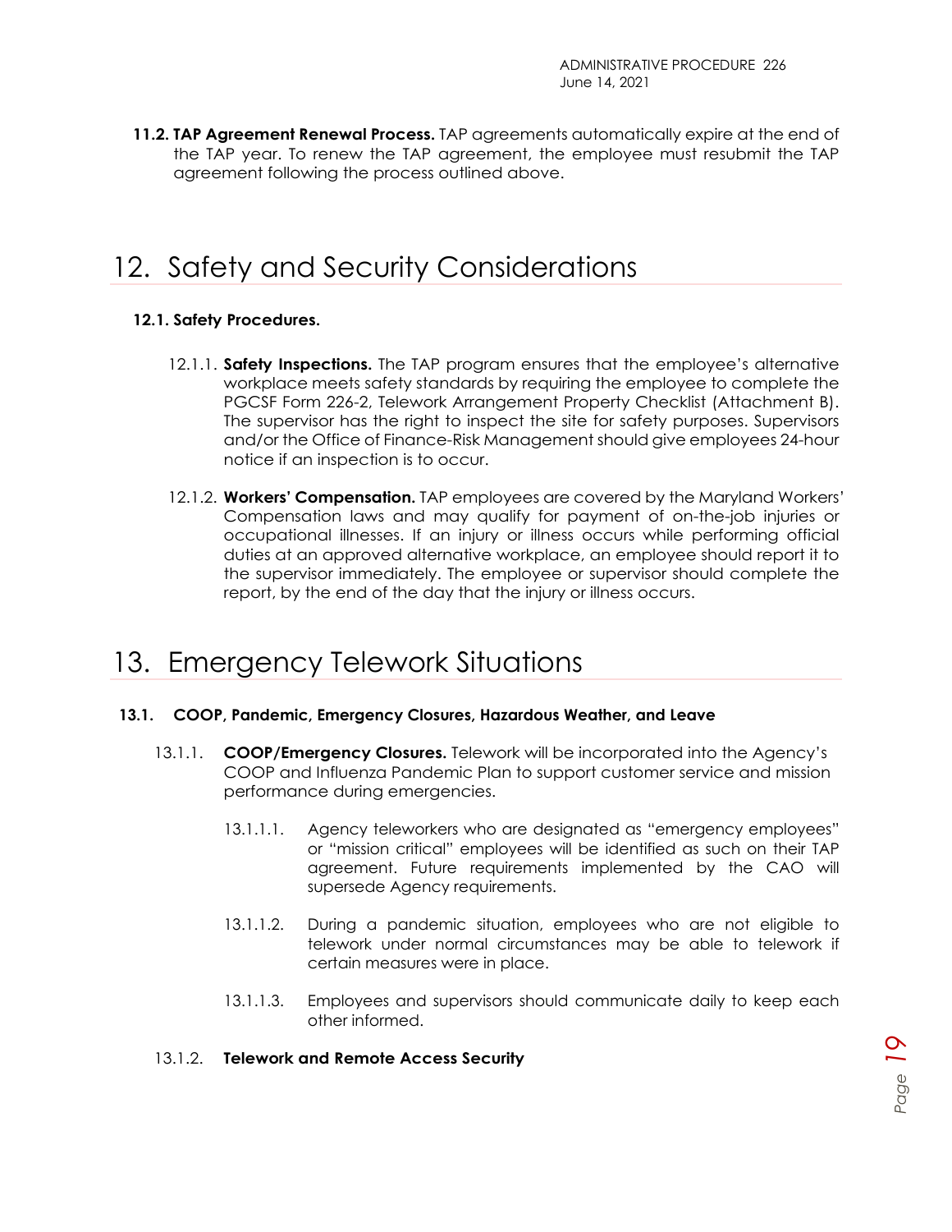**11.2. TAP Agreement Renewal Process.** TAP agreements automatically expire at the end of the TAP year. To renew the TAP agreement, the employee must resubmit the TAP agreement following the process outlined above.

# 12. Safety and Security Considerations

### 12.1. Safety Procedures.

12.1.1. **Safety Inspections.** The TAP program ensures that the employee's alternative workplace meets safety standards by requiring the employee to complete the PGCSF Form 226-2, Telework Arrangement Property Checklist (Attachment B). The supervisor has the right to inspect the site for safety purposes. Supervisors and/or the Office of Finance-Risk Management should give employees 24-hour notice if an inspection is to occur.

12.1.2. **Workers' Compensation.** TAP employees are covered by the Maryland Workers' Compensation laws and may qualify for payment of on-the-job injuries or occupational illnesses. If an injury or illness occurs while performing official duties at an approved alternative workplace, an employee should report it to the supervisor immediately. The employee or supervisor should complete the report, by the end of the day that the injury or illness occurs.

# 13. Emergency Telework Situations

### 13.1. COOP, Pandemic, Emergency Closures, Hazardous Weather, and Leave

13.1.1. **COOP/Emergency Closures.** Telework will be incorporated into the Agency's COOP and Influenza Pandemic Plan to support customer service and mission performance during emergencies.

13.1.1.1. Agency teleworkers who are designated as "emergency employees" or "mission critical" employees will be identified as such on their TAP agreement. Future requirements implemented by the CAO will supersede Agency requirements.

13.1.1.2. During a pandemic situation, employees who are not eligible to telework under normal circumstances may be able to telework if certain measures were in place.

13.1.1.3. Employees and supervisors should communicate daily to keep each other informed.

13.1.2. **Telework and Remote Access Security**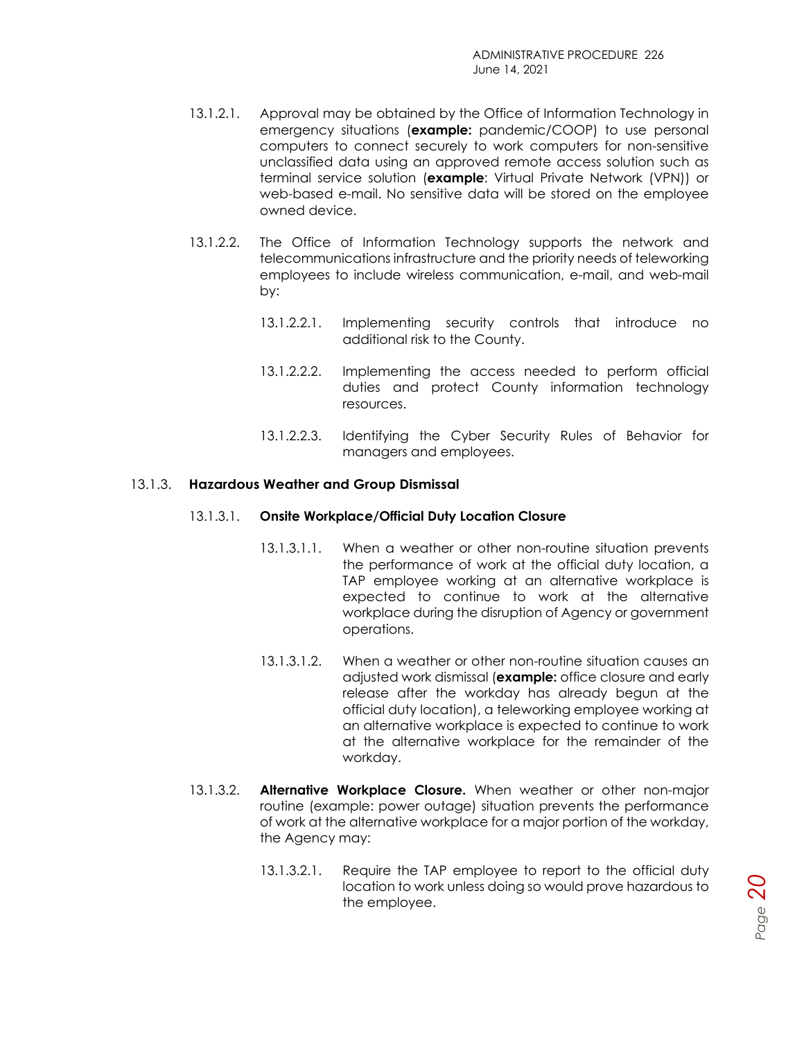13.1.2.1. Approval may be obtained by the Office of Information Technology in emergency situations (**example:** pandemic/COOP) to use personal computers to connect securely to work computers for non-sensitive unclassified data using an approved remote access solution such as terminal service solution (**example**: Virtual Private Network (VPN)) or web-based e-mail. No sensitive data will be stored on the employee owned device.

13.1.2.2. The Office of Information Technology supports the network and telecommunications infrastructure and the priority needs of teleworking employees to include wireless communication, e-mail, and web-mail by:

13.1.2.2.1. Implementing security controls that introduce no additional risk to the County.

13.1.2.2.2. Implementing the access needed to perform official duties and protect County information technology resources.

13.1.2.2.3. Identifying the Cyber Security Rules of Behavior for managers and employees.

13.1.3. **Hazardous Weather and Group Dismissal**

13.1.3.1. **Onsite Workplace/Official Duty Location Closure**

13.1.3.1.1. When a weather or other non-routine situation prevents the performance of work at the official duty location, a TAP employee working at an alternative workplace is expected to continue to work at the alternative workplace during the disruption of Agency or government operations.

13.1.3.1.2. When a weather or other non-routine situation causes an adjusted work dismissal (**example:** office closure and early release after the workday has already begun at the official duty location), a teleworking employee working at an alternative workplace is expected to continue to work at the alternative workplace for the remainder of the workday.

13.1.3.2. **Alternative Workplace Closure.** When weather or other non-major routine (example: power outage) situation prevents the performance of work at the alternative workplace for a major portion of the workday, the Agency may:

13.1.3.2.1. Require the TAP employee to report to the official duty location to work unless doing so would prove hazardous to the employee.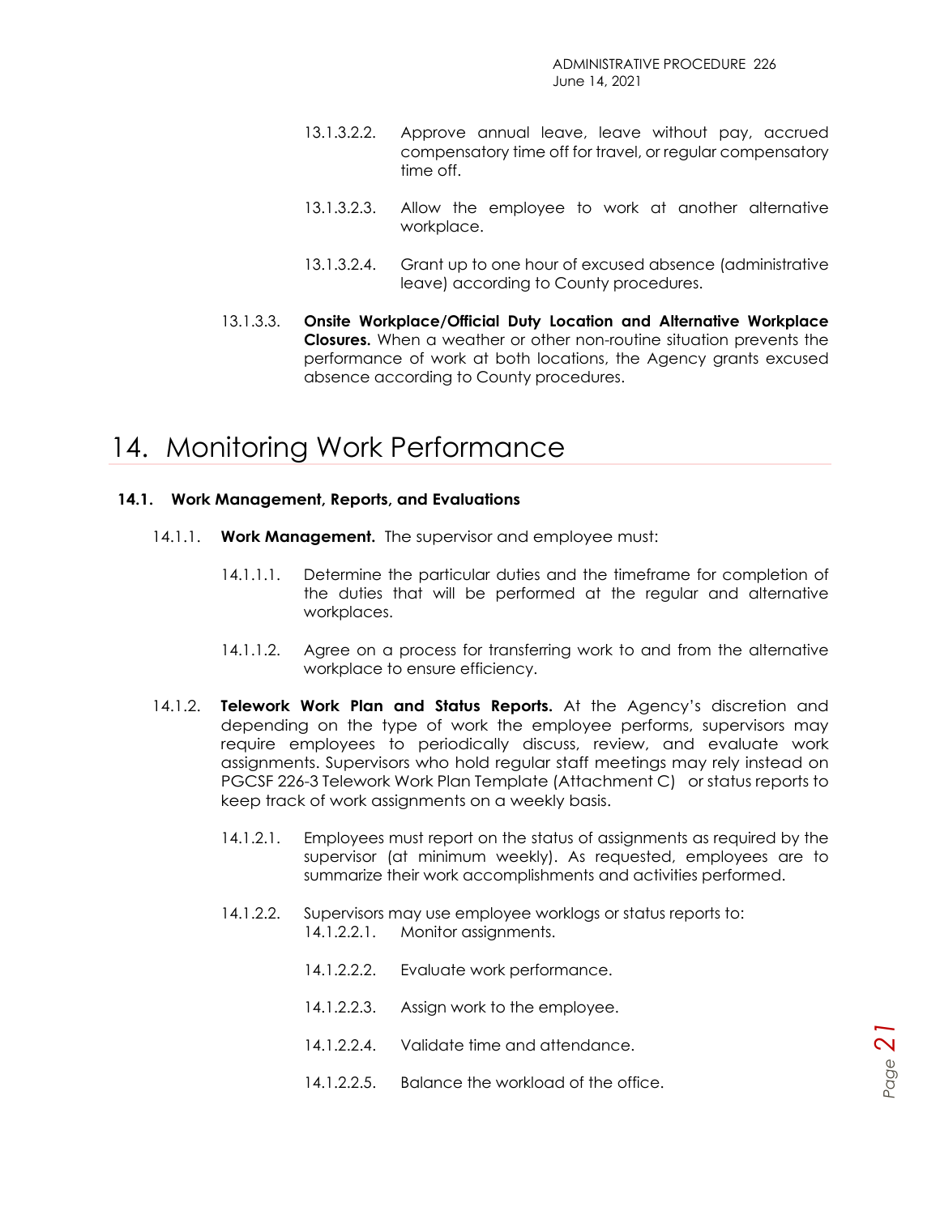13.1.3.2.2. Approve annual leave, leave without pay, accrued compensatory time off for travel, or regular compensatory time off.

13.1.3.2.3. Allow the employee to work at another alternative workplace.

13.1.3.2.4. Grant up to one hour of excused absence (administrative leave) according to County procedures.

13.1.3.3. **Onsite Workplace/Official Duty Location and Alternative Workplace Closures.** When a weather or other non-routine situation prevents the performance of work at both locations, the Agency grants excused absence according to County procedures.

# 14. Monitoring Work Performance

### 14.1. Work Management, Reports, and Evaluations

14.1.1. **Work Management.** The supervisor and employee must:

14.1.1.1. Determine the particular duties and the timeframe for completion of the duties that will be performed at the regular and alternative workplaces.

14.1.1.2. Agree on a process for transferring work to and from the alternative workplace to ensure efficiency.

14.1.2. **Telework Work Plan and Status Reports.** At the Agency's discretion and depending on the type of work the employee performs, supervisors may require employees to periodically discuss, review, and evaluate work assignments. Supervisors who hold regular staff meetings may rely instead on PGCSF 226-3 Telework Work Plan Template (Attachment C) or status reports to keep track of work assignments on a weekly basis.

14.1.2.1. Employees must report on the status of assignments as required by the supervisor (at minimum weekly). As requested, employees are to summarize their work accomplishments and activities performed.

14.1.2.2. Supervisors may use employee worklogs or status reports to:

14.1.2.2.1. Monitor assignments.

14.1.2.2.2. Evaluate work performance.

14.1.2.2.3. Assign work to the employee.

14.1.2.2.4. Validate time and attendance.

14.1.2.2.5. Balance the workload of the office.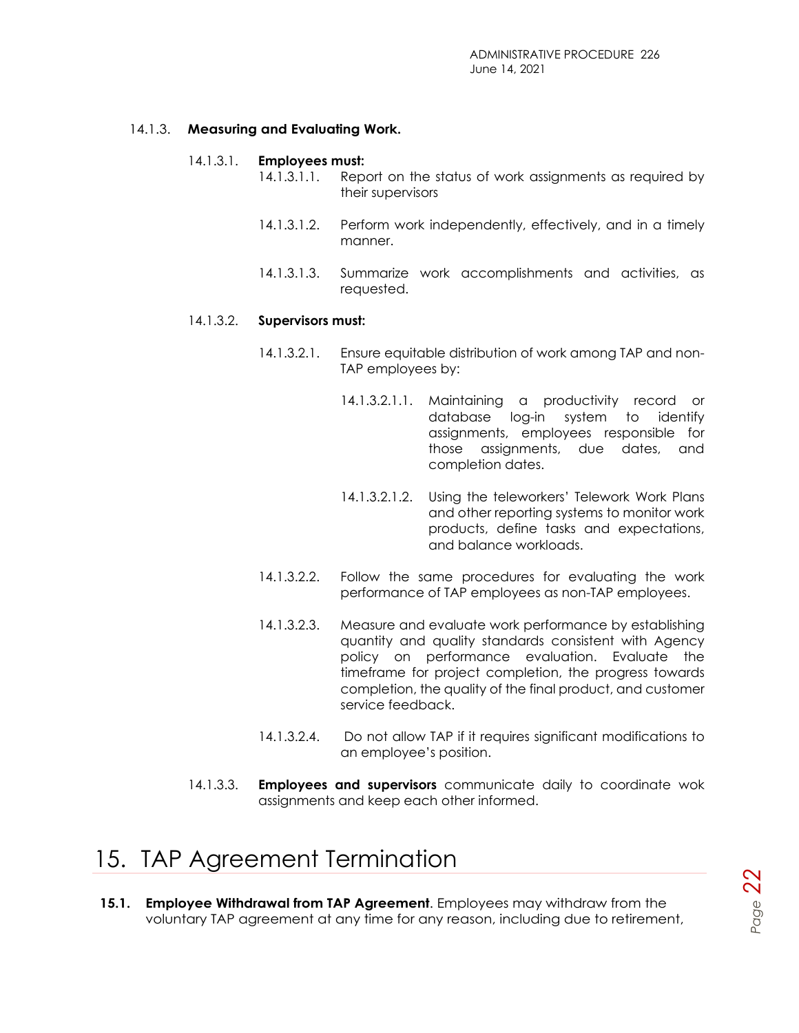14.1.3. **Measuring and Evaluating Work.**

14.1.3.1. **Employees must:**

14.1.3.1.1. Report on the status of work assignments as required by their supervisors

14.1.3.1.2. Perform work independently, effectively, and in a timely manner.

14.1.3.1.3. Summarize work accomplishments and activities, as requested.

14.1.3.2. **Supervisors must:**

14.1.3.2.1. Ensure equitable distribution of work among TAP and non-TAP employees by:

14.1.3.2.1.1. Maintaining a productivity record or database log-in system to identify assignments, employees responsible for those assignments, due dates, and completion dates.

14.1.3.2.1.2. Using the teleworkers' Telework Work Plans and other reporting systems to monitor work products, define tasks and expectations, and balance workloads.

14.1.3.2.2. Follow the same procedures for evaluating the work performance of TAP employees as non-TAP employees.

14.1.3.2.3. Measure and evaluate work performance by establishing quantity and quality standards consistent with Agency policy on performance evaluation. Evaluate the timeframe for project completion, the progress towards completion, the quality of the final product, and customer service feedback.

14.1.3.2.4. Do not allow TAP if it requires significant modifications to an employee's position.

14.1.3.3. **Employees and supervisors** communicate daily to coordinate wok assignments and keep each other informed.

# 15. TAP Agreement Termination

**15.1. Employee Withdrawal from TAP Agreement**. Employees may withdraw from the voluntary TAP agreement at any time for any reason, including due to retirement,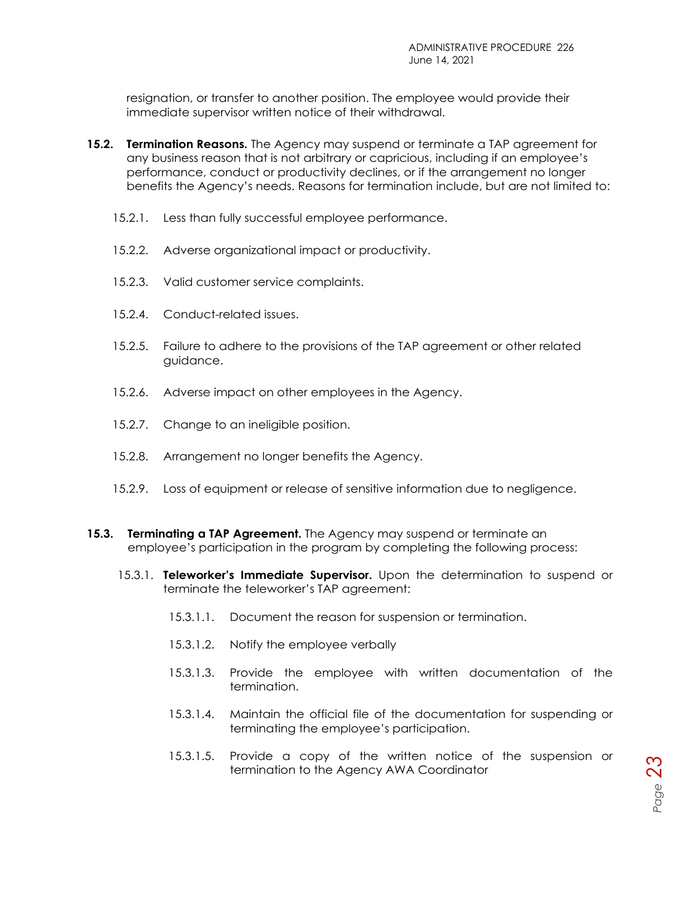resignation, or transfer to another position. The employee would provide their immediate supervisor written notice of their withdrawal.

**15.2. Termination Reasons.** The Agency may suspend or terminate a TAP agreement for any business reason that is not arbitrary or capricious, including if an employee's performance, conduct or productivity declines, or if the arrangement no longer benefits the Agency's needs. Reasons for termination include, but are not limited to:

15.2.1. Less than fully successful employee performance.

15.2.2. Adverse organizational impact or productivity.

15.2.3. Valid customer service complaints.

15.2.4. Conduct-related issues.

15.2.5. Failure to adhere to the provisions of the TAP agreement or other related guidance.

15.2.6. Adverse impact on other employees in the Agency.

15.2.7. Change to an ineligible position.

15.2.8. Arrangement no longer benefits the Agency.

15.2.9. Loss of equipment or release of sensitive information due to negligence.

**15.3. Terminating a TAP Agreement.** The Agency may suspend or terminate an employee's participation in the program by completing the following process:

15.3.1. **Teleworker's Immediate Supervisor.** Upon the determination to suspend or terminate the teleworker's TAP agreement:

15.3.1.1. Document the reason for suspension or termination.

15.3.1.2. Notify the employee verbally

15.3.1.3. Provide the employee with written documentation of the termination.

15.3.1.4. Maintain the official file of the documentation for suspending or terminating the employee's participation.

15.3.1.5. Provide a copy of the written notice of the suspension or termination to the Agency AWA Coordinator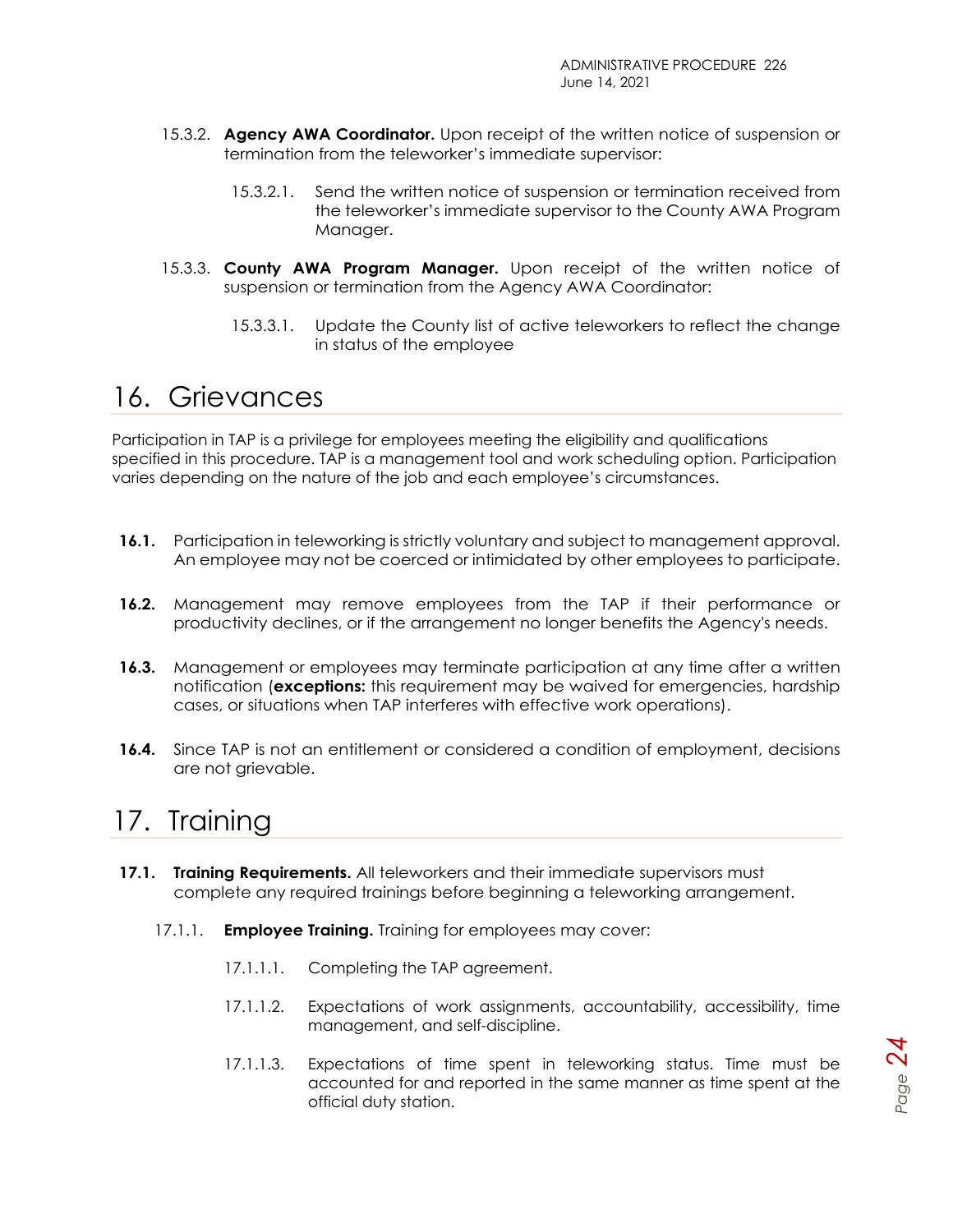15.3.2. **Agency AWA Coordinator.** Upon receipt of the written notice of suspension or termination from the teleworker's immediate supervisor:

15.3.2.1. Send the written notice of suspension or termination received from the teleworker's immediate supervisor to the County AWA Program Manager.

15.3.3. **County AWA Program Manager.** Upon receipt of the written notice of suspension or termination from the Agency AWA Coordinator:

15.3.3.1. Update the County list of active teleworkers to reflect the change in status of the employee

# 16. Grievances

Participation in TAP is a privilege for employees meeting the eligibility and qualifications specified in this procedure. TAP is a management tool and work scheduling option. Participation varies depending on the nature of the job and each employee's circumstances.

**16.1.** Participation in teleworking is strictly voluntary and subject to management approval. An employee may not be coerced or intimidated by other employees to participate.

**16.2.** Management may remove employees from the TAP if their performance or productivity declines, or if the arrangement no longer benefits the Agency's needs.

**16.3.** Management or employees may terminate participation at any time after a written notification (**exceptions:** this requirement may be waived for emergencies, hardship cases, or situations when TAP interferes with effective work operations).

**16.4.** Since TAP is not an entitlement or considered a condition of employment, decisions are not grievable.

# 17. Training

**17.1. Training Requirements.** All teleworkers and their immediate supervisors must complete any required trainings before beginning a teleworking arrangement.

17.1.1. **Employee Training.** Training for employees may cover:

17.1.1.1. Completing the TAP agreement.

17.1.1.2. Expectations of work assignments, accountability, accessibility, time management, and self-discipline.

17.1.1.3. Expectations of time spent in teleworking status. Time must be accounted for and reported in the same manner as time spent at the official duty station.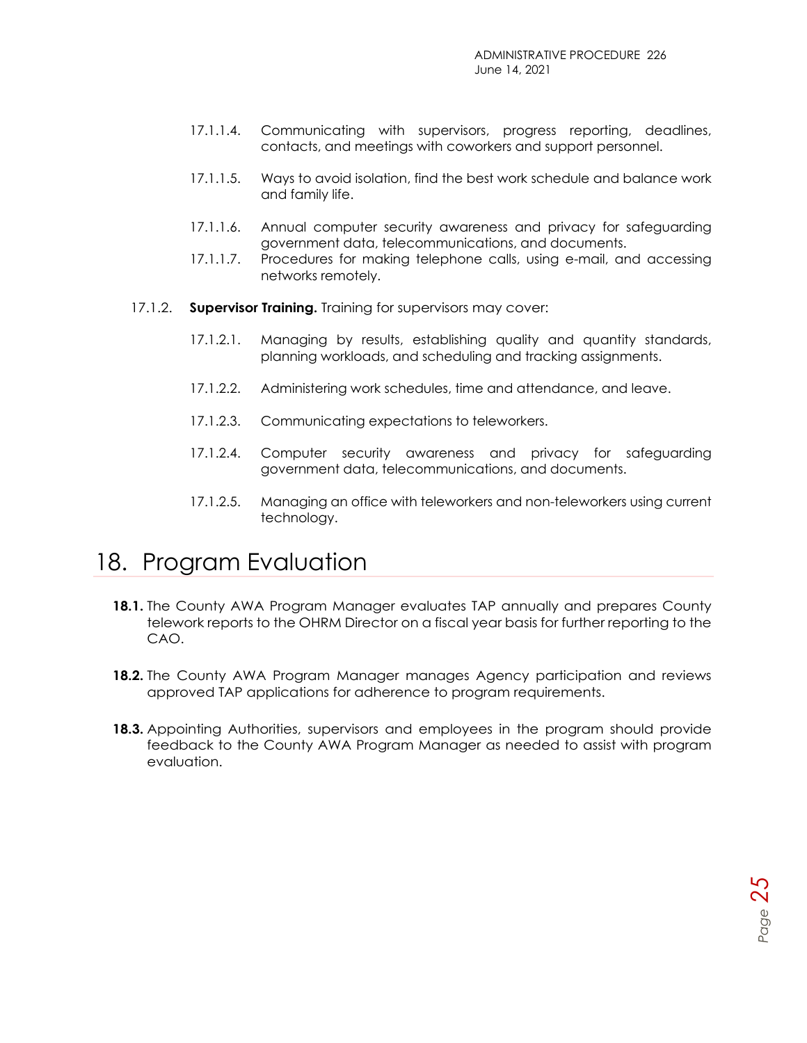17.1.1.4. Communicating with supervisors, progress reporting, deadlines, contacts, and meetings with coworkers and support personnel.

17.1.1.5. Ways to avoid isolation, find the best work schedule and balance work and family life.

17.1.1.6. Annual computer security awareness and privacy for safeguarding government data, telecommunications, and documents.

17.1.1.7. Procedures for making telephone calls, using e-mail, and accessing networks remotely.

17.1.2. **Supervisor Training.** Training for supervisors may cover:

17.1.2.1. Managing by results, establishing quality and quantity standards, planning workloads, and scheduling and tracking assignments.

17.1.2.2. Administering work schedules, time and attendance, and leave.

17.1.2.3. Communicating expectations to teleworkers.

17.1.2.4. Computer security awareness and privacy for safeguarding government data, telecommunications, and documents.

17.1.2.5. Managing an office with teleworkers and non-teleworkers using current technology.

# 18. Program Evaluation

**18.1.** The County AWA Program Manager evaluates TAP annually and prepares County telework reports to the OHRM Director on a fiscal year basis for further reporting to the CAO.

**18.2.** The County AWA Program Manager manages Agency participation and reviews approved TAP applications for adherence to program requirements.

**18.3.** Appointing Authorities, supervisors and employees in the program should provide feedback to the County AWA Program Manager as needed to assist with program evaluation.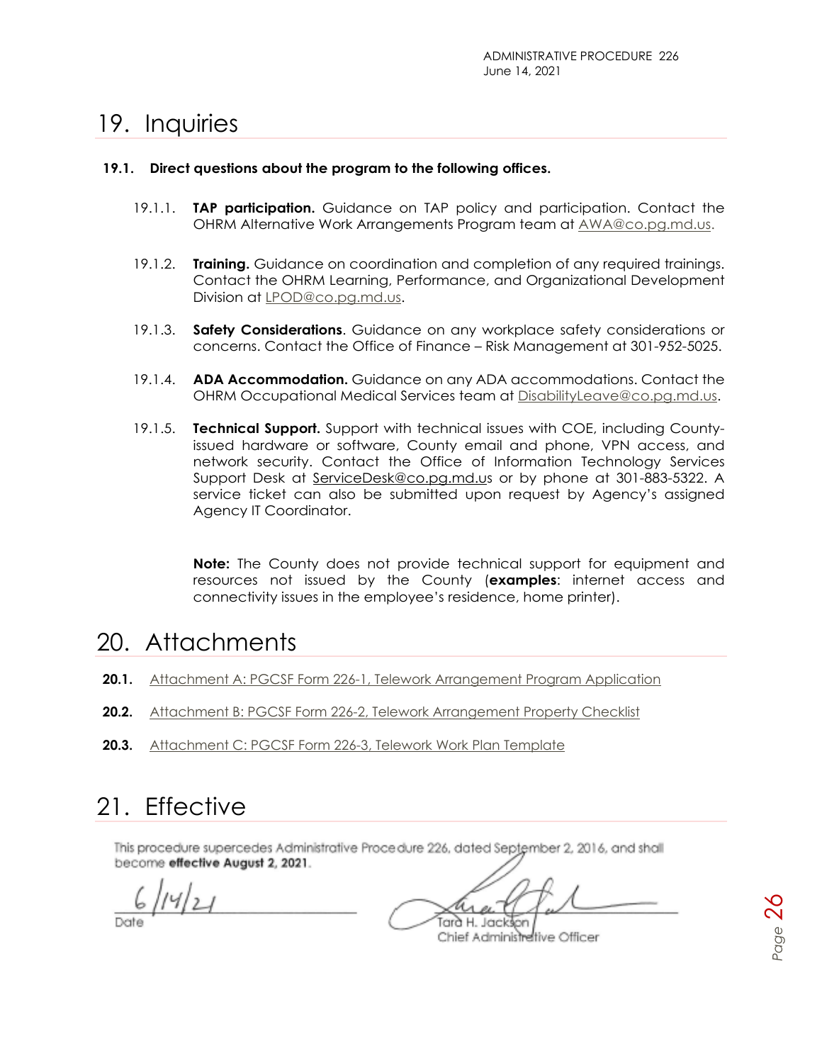# 19. Inquiries

**19.1. Direct questions about the program to the following offices.**

19.1.1. **TAP participation.** Guidance on TAP policy and participation. Contact the OHRM Alternative Work Arrangements Program team at AWA@co.pg.md.us.

19.1.2. **Training.** Guidance on coordination and completion of any required trainings. Contact the OHRM Learning, Performance, and Organizational Development Division at LPOD@co.pg.md.us.

19.1.3. **Safety Considerations**. Guidance on any workplace safety considerations or concerns. Contact the Office of Finance – Risk Management at 301-952-5025.

19.1.4. **ADA Accommodation.** Guidance on any ADA accommodations. Contact the OHRM Occupational Medical Services team at DisabilityLeave@co.pg.md.us.

19.1.5. **Technical Support.** Support with technical issues with COE, including County-issued hardware or software, County email and phone, VPN access, and network security. Contact the Office of Information Technology Services Support Desk at ServiceDesk@co.pg.md.us or by phone at 301-883-5322. A service ticket can also be submitted upon request by Agency's assigned Agency IT Coordinator.

**Note:** The County does not provide technical support for equipment and resources not issued by the County (**examples**: internet access and connectivity issues in the employee's residence, home printer).

# 20. Attachments

**20.1.** Attachment A: PGCSF Form 226-1, Telework Arrangement Program Application

**20.2.** Attachment B: PGCSF Form 226-2, Telework Arrangement Property Checklist

**20.3.** Attachment C: PGCSF Form 226-3, Telework Work Plan Template

# 21. Effective

This procedure supercedes Administrative Procedure 226, dated September 2, 2016, and shall become **effective August 2, 2021**.

6/14/21
Date

Tara H. Jackson
Chief Administrative Officer